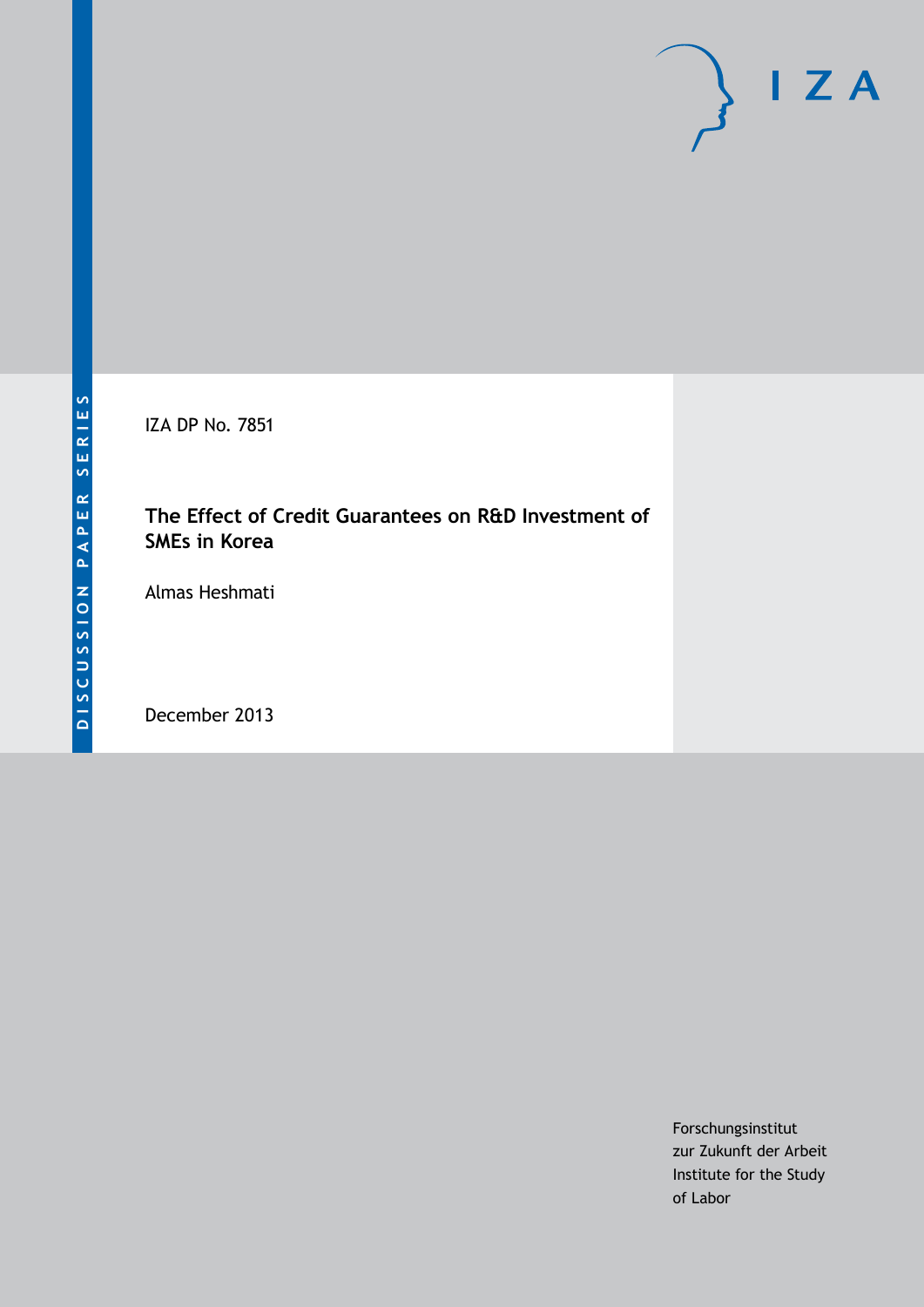DISCUSSION PAPER SERIES

IZA

IZA DP No. 7851

# The Effect of Credit Guarantees on R&D Investment of SMEs in Korea

Almas Heshmati

December 2013

Forschungsinstitut
zur Zukunft der Arbeit
Institute for the Study
of Labor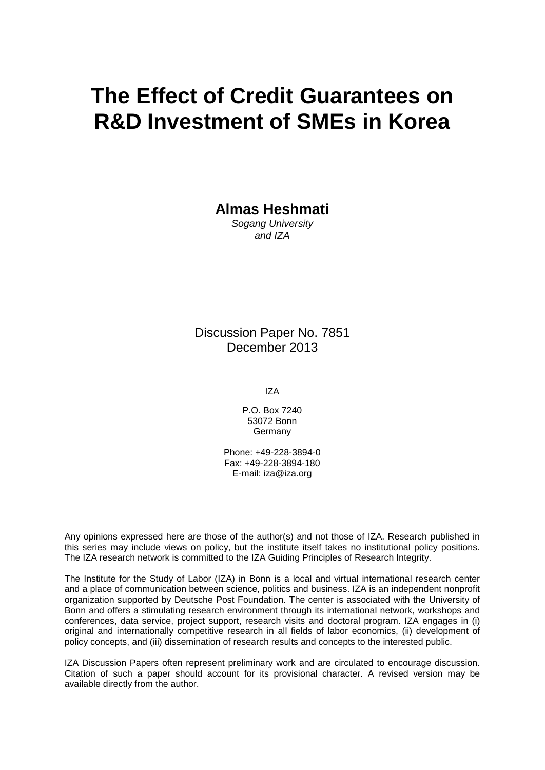# The Effect of Credit Guarantees on R&D Investment of SMEs in Korea

**Almas Heshmati**
*Sogang University*
*and IZA*

Discussion Paper No. 7851
December 2013

IZA

P.O. Box 7240
53072 Bonn
Germany

Phone: +49-228-3894-0
Fax: +49-228-3894-180
E-mail: iza@iza.org

Any opinions expressed here are those of the author(s) and not those of IZA. Research published in this series may include views on policy, but the institute itself takes no institutional policy positions. The IZA research network is committed to the IZA Guiding Principles of Research Integrity.

The Institute for the Study of Labor (IZA) in Bonn is a local and virtual international research center and a place of communication between science, politics and business. IZA is an independent nonprofit organization supported by Deutsche Post Foundation. The center is associated with the University of Bonn and offers a stimulating research environment through its international network, workshops and conferences, data service, project support, research visits and doctoral program. IZA engages in (i) original and internationally competitive research in all fields of labor economics, (ii) development of policy concepts, and (iii) dissemination of research results and concepts to the interested public.

IZA Discussion Papers often represent preliminary work and are circulated to encourage discussion. Citation of such a paper should account for its provisional character. A revised version may be available directly from the author.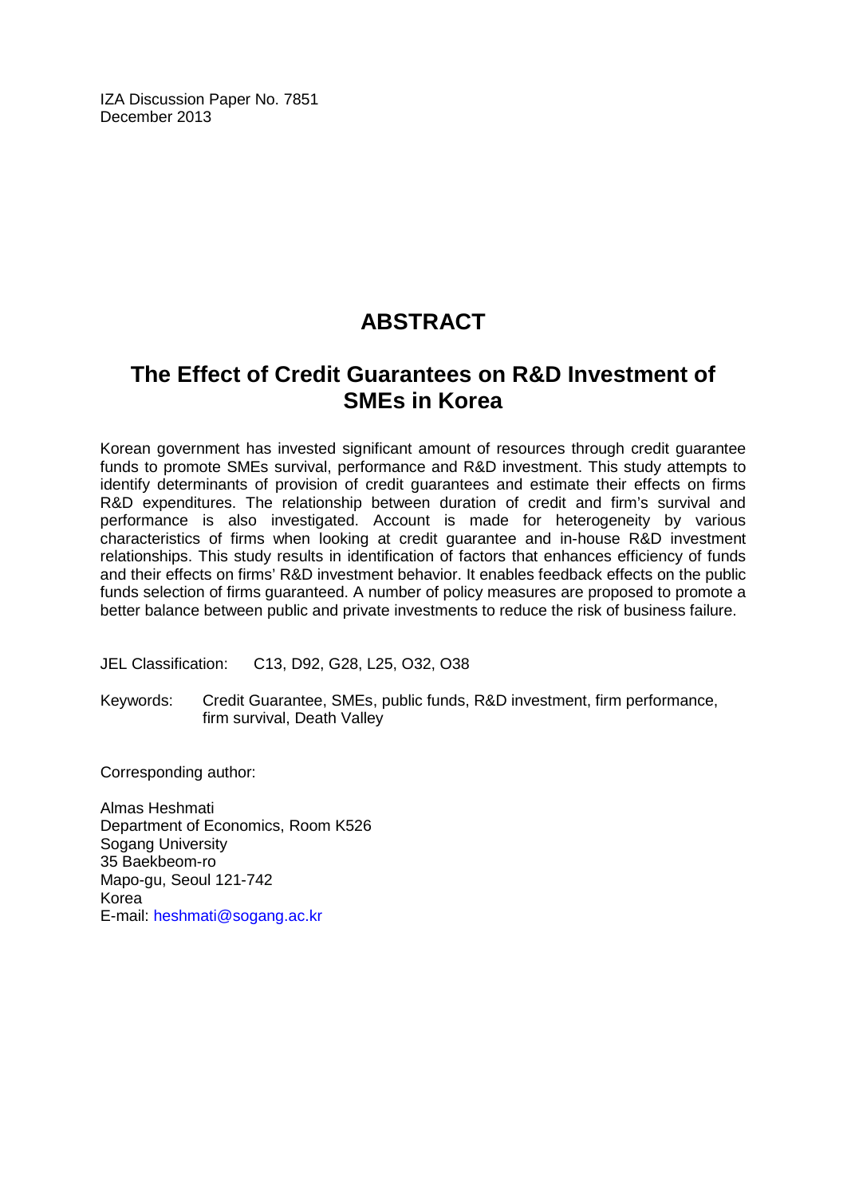IZA Discussion Paper No. 7851
December 2013

# ABSTRACT

## The Effect of Credit Guarantees on R&D Investment of SMEs in Korea

Korean government has invested significant amount of resources through credit guarantee funds to promote SMEs survival, performance and R&D investment. This study attempts to identify determinants of provision of credit guarantees and estimate their effects on firms R&D expenditures. The relationship between duration of credit and firm's survival and performance is also investigated. Account is made for heterogeneity by various characteristics of firms when looking at credit guarantee and in-house R&D investment relationships. This study results in identification of factors that enhances efficiency of funds and their effects on firms' R&D investment behavior. It enables feedback effects on the public funds selection of firms guaranteed. A number of policy measures are proposed to promote a better balance between public and private investments to reduce the risk of business failure.

JEL Classification: C13, D92, G28, L25, O32, O38

Keywords: Credit Guarantee, SMEs, public funds, R&D investment, firm performance, firm survival, Death Valley

Corresponding author:

Almas Heshmati
Department of Economics, Room K526
Sogang University
35 Baekbeom-ro
Mapo-gu, Seoul 121-742
Korea
E-mail: heshmati@sogang.ac.kr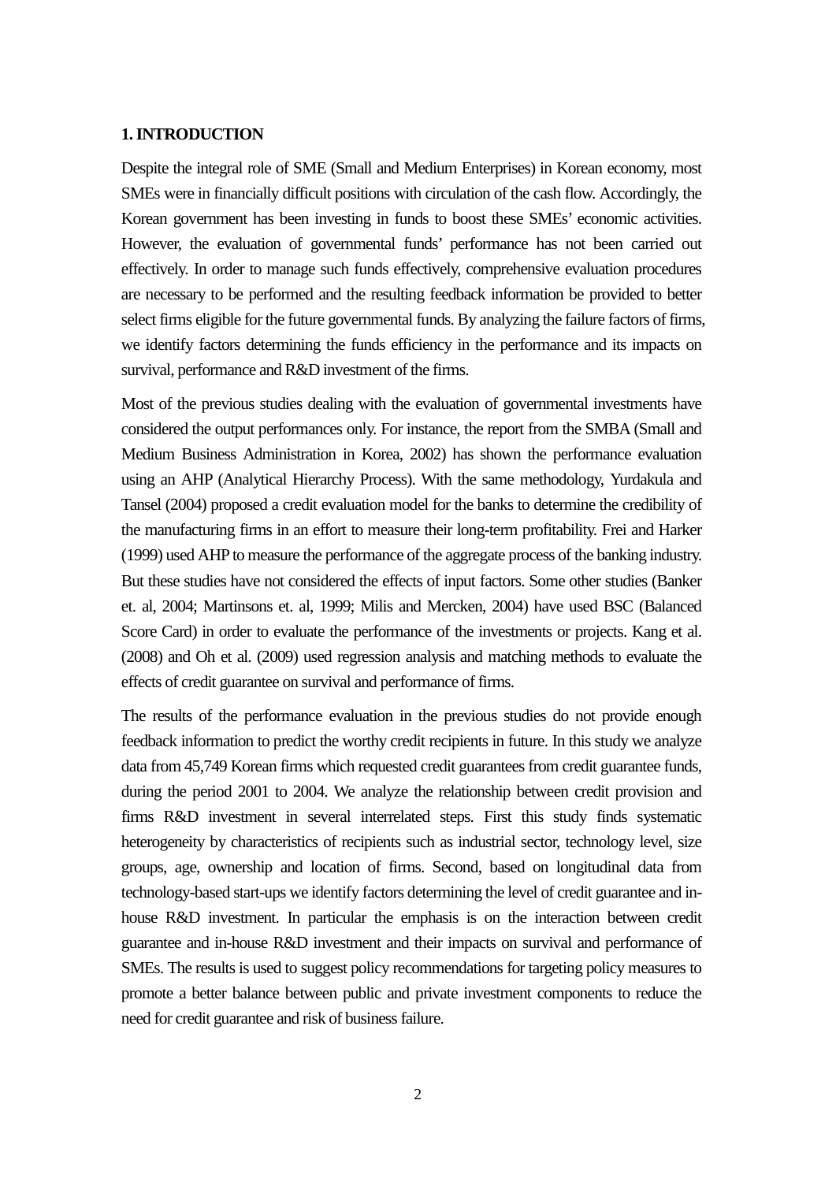## 1. INTRODUCTION

Despite the integral role of SME (Small and Medium Enterprises) in Korean economy, most SMEs were in financially difficult positions with circulation of the cash flow. Accordingly, the Korean government has been investing in funds to boost these SMEs' economic activities. However, the evaluation of governmental funds' performance has not been carried out effectively. In order to manage such funds effectively, comprehensive evaluation procedures are necessary to be performed and the resulting feedback information be provided to better select firms eligible for the future governmental funds. By analyzing the failure factors of firms, we identify factors determining the funds efficiency in the performance and its impacts on survival, performance and R&D investment of the firms.

Most of the previous studies dealing with the evaluation of governmental investments have considered the output performances only. For instance, the report from the SMBA (Small and Medium Business Administration in Korea, 2002) has shown the performance evaluation using an AHP (Analytical Hierarchy Process). With the same methodology, Yurdakula and Tansel (2004) proposed a credit evaluation model for the banks to determine the credibility of the manufacturing firms in an effort to measure their long-term profitability. Frei and Harker (1999) used AHP to measure the performance of the aggregate process of the banking industry. But these studies have not considered the effects of input factors. Some other studies (Banker et. al, 2004; Martinsons et. al, 1999; Milis and Mercken, 2004) have used BSC (Balanced Score Card) in order to evaluate the performance of the investments or projects. Kang et al. (2008) and Oh et al. (2009) used regression analysis and matching methods to evaluate the effects of credit guarantee on survival and performance of firms.

The results of the performance evaluation in the previous studies do not provide enough feedback information to predict the worthy credit recipients in future. In this study we analyze data from 45,749 Korean firms which requested credit guarantees from credit guarantee funds, during the period 2001 to 2004. We analyze the relationship between credit provision and firms R&D investment in several interrelated steps. First this study finds systematic heterogeneity by characteristics of recipients such as industrial sector, technology level, size groups, age, ownership and location of firms. Second, based on longitudinal data from technology-based start-ups we identify factors determining the level of credit guarantee and in-house R&D investment. In particular the emphasis is on the interaction between credit guarantee and in-house R&D investment and their impacts on survival and performance of SMEs. The results is used to suggest policy recommendations for targeting policy measures to promote a better balance between public and private investment components to reduce the need for credit guarantee and risk of business failure.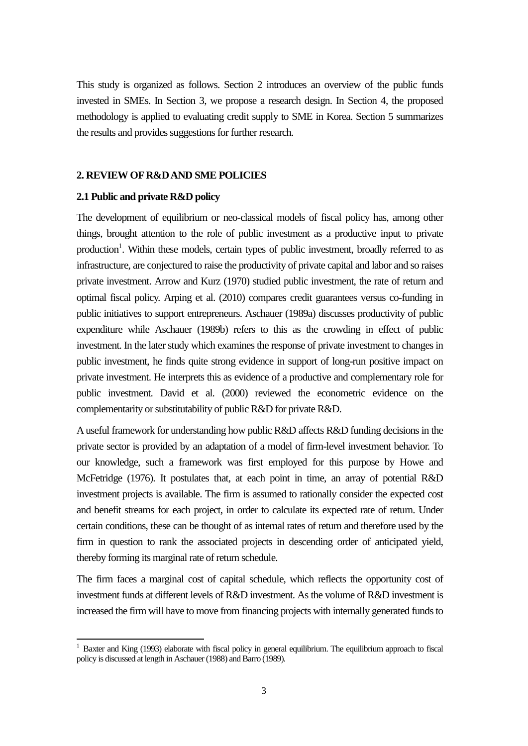This study is organized as follows. Section 2 introduces an overview of the public funds invested in SMEs. In Section 3, we propose a research design. In Section 4, the proposed methodology is applied to evaluating credit supply to SME in Korea. Section 5 summarizes the results and provides suggestions for further research.

## 2. REVIEW OF R&D AND SME POLICIES

### 2.1 Public and private R&D policy

The development of equilibrium or neo-classical models of fiscal policy has, among other things, brought attention to the role of public investment as a productive input to private production[1]. Within these models, certain types of public investment, broadly referred to as infrastructure, are conjectured to raise the productivity of private capital and labor and so raises private investment. Arrow and Kurz (1970) studied public investment, the rate of return and optimal fiscal policy. Arping et al. (2010) compares credit guarantees versus co-funding in public initiatives to support entrepreneurs. Aschauer (1989a) discusses productivity of public expenditure while Aschauer (1989b) refers to this as the crowding in effect of public investment. In the later study which examines the response of private investment to changes in public investment, he finds quite strong evidence in support of long-run positive impact on private investment. He interprets this as evidence of a productive and complementary role for public investment. David et al. (2000) reviewed the econometric evidence on the complementarity or substitutability of public R&D for private R&D.

A useful framework for understanding how public R&D affects R&D funding decisions in the private sector is provided by an adaptation of a model of firm-level investment behavior. To our knowledge, such a framework was first employed for this purpose by Howe and McFetridge (1976). It postulates that, at each point in time, an array of potential R&D investment projects is available. The firm is assumed to rationally consider the expected cost and benefit streams for each project, in order to calculate its expected rate of return. Under certain conditions, these can be thought of as internal rates of return and therefore used by the firm in question to rank the associated projects in descending order of anticipated yield, thereby forming its marginal rate of return schedule.

The firm faces a marginal cost of capital schedule, which reflects the opportunity cost of investment funds at different levels of R&D investment. As the volume of R&D investment is increased the firm will have to move from financing projects with internally generated funds to

[1] Baxter and King (1993) elaborate with fiscal policy in general equilibrium. The equilibrium approach to fiscal policy is discussed at length in Aschauer (1988) and Barro (1989).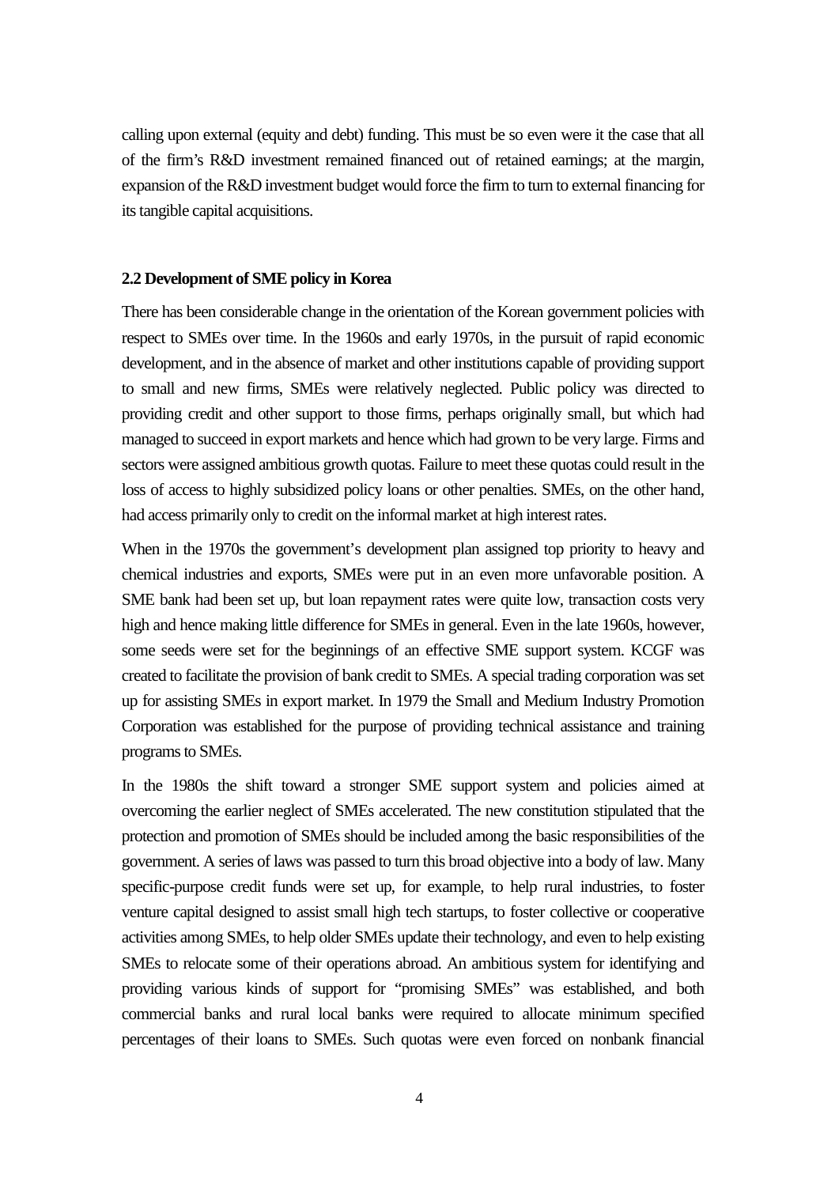calling upon external (equity and debt) funding. This must be so even were it the case that all of the firm's R&D investment remained financed out of retained earnings; at the margin, expansion of the R&D investment budget would force the firm to turn to external financing for its tangible capital acquisitions.

### 2.2 Development of SME policy in Korea

There has been considerable change in the orientation of the Korean government policies with respect to SMEs over time. In the 1960s and early 1970s, in the pursuit of rapid economic development, and in the absence of market and other institutions capable of providing support to small and new firms, SMEs were relatively neglected. Public policy was directed to providing credit and other support to those firms, perhaps originally small, but which had managed to succeed in export markets and hence which had grown to be very large. Firms and sectors were assigned ambitious growth quotas. Failure to meet these quotas could result in the loss of access to highly subsidized policy loans or other penalties. SMEs, on the other hand, had access primarily only to credit on the informal market at high interest rates.

When in the 1970s the government's development plan assigned top priority to heavy and chemical industries and exports, SMEs were put in an even more unfavorable position. A SME bank had been set up, but loan repayment rates were quite low, transaction costs very high and hence making little difference for SMEs in general. Even in the late 1960s, however, some seeds were set for the beginnings of an effective SME support system. KCGF was created to facilitate the provision of bank credit to SMEs. A special trading corporation was set up for assisting SMEs in export market. In 1979 the Small and Medium Industry Promotion Corporation was established for the purpose of providing technical assistance and training programs to SMEs.

In the 1980s the shift toward a stronger SME support system and policies aimed at overcoming the earlier neglect of SMEs accelerated. The new constitution stipulated that the protection and promotion of SMEs should be included among the basic responsibilities of the government. A series of laws was passed to turn this broad objective into a body of law. Many specific-purpose credit funds were set up, for example, to help rural industries, to foster venture capital designed to assist small high tech startups, to foster collective or cooperative activities among SMEs, to help older SMEs update their technology, and even to help existing SMEs to relocate some of their operations abroad. An ambitious system for identifying and providing various kinds of support for "promising SMEs" was established, and both commercial banks and rural local banks were required to allocate minimum specified percentages of their loans to SMEs. Such quotas were even forced on nonbank financial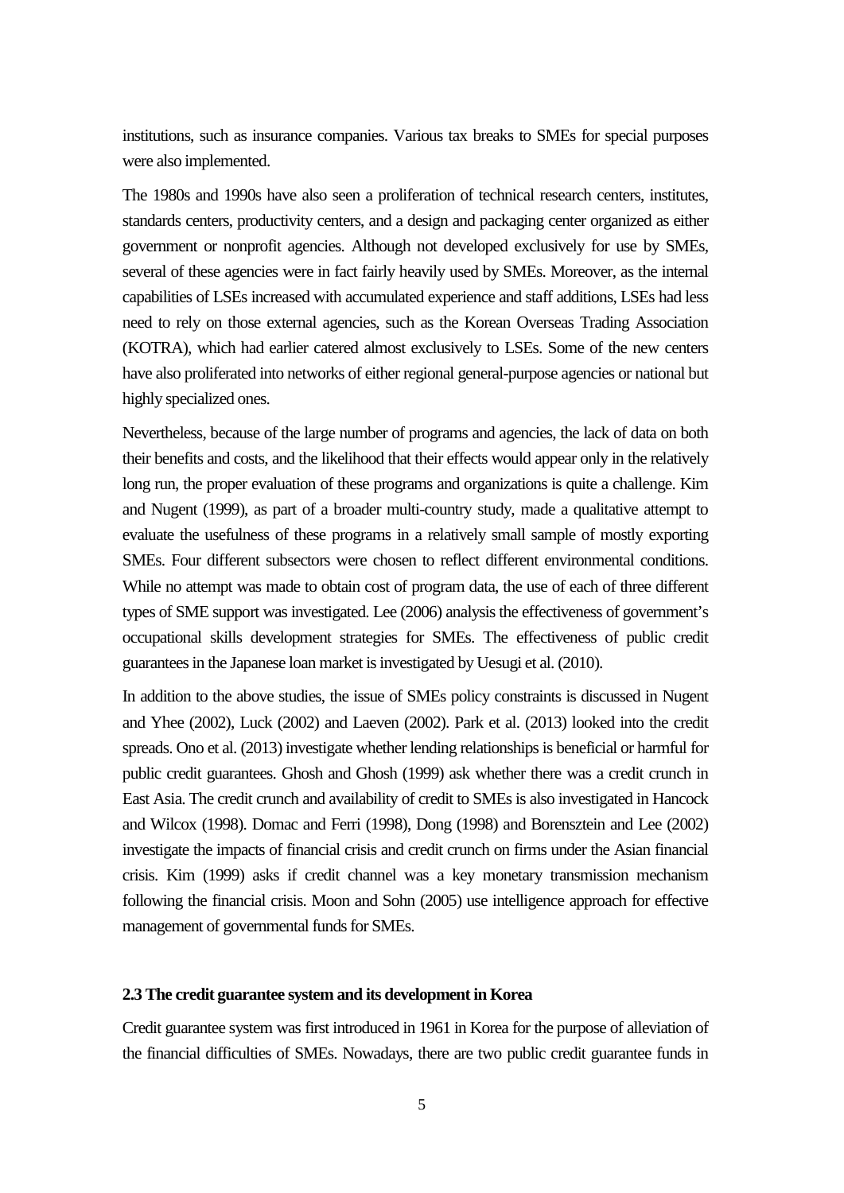institutions, such as insurance companies. Various tax breaks to SMEs for special purposes were also implemented.

The 1980s and 1990s have also seen a proliferation of technical research centers, institutes, standards centers, productivity centers, and a design and packaging center organized as either government or nonprofit agencies. Although not developed exclusively for use by SMEs, several of these agencies were in fact fairly heavily used by SMEs. Moreover, as the internal capabilities of LSEs increased with accumulated experience and staff additions, LSEs had less need to rely on those external agencies, such as the Korean Overseas Trading Association (KOTRA), which had earlier catered almost exclusively to LSEs. Some of the new centers have also proliferated into networks of either regional general-purpose agencies or national but highly specialized ones.

Nevertheless, because of the large number of programs and agencies, the lack of data on both their benefits and costs, and the likelihood that their effects would appear only in the relatively long run, the proper evaluation of these programs and organizations is quite a challenge. Kim and Nugent (1999), as part of a broader multi-country study, made a qualitative attempt to evaluate the usefulness of these programs in a relatively small sample of mostly exporting SMEs. Four different subsectors were chosen to reflect different environmental conditions. While no attempt was made to obtain cost of program data, the use of each of three different types of SME support was investigated. Lee (2006) analysis the effectiveness of government's occupational skills development strategies for SMEs. The effectiveness of public credit guarantees in the Japanese loan market is investigated by Uesugi et al. (2010).

In addition to the above studies, the issue of SMEs policy constraints is discussed in Nugent and Yhee (2002), Luck (2002) and Laeven (2002). Park et al. (2013) looked into the credit spreads. Ono et al. (2013) investigate whether lending relationships is beneficial or harmful for public credit guarantees. Ghosh and Ghosh (1999) ask whether there was a credit crunch in East Asia. The credit crunch and availability of credit to SMEs is also investigated in Hancock and Wilcox (1998). Domac and Ferri (1998), Dong (1998) and Borensztein and Lee (2002) investigate the impacts of financial crisis and credit crunch on firms under the Asian financial crisis. Kim (1999) asks if credit channel was a key monetary transmission mechanism following the financial crisis. Moon and Sohn (2005) use intelligence approach for effective management of governmental funds for SMEs.

### 2.3 The credit guarantee system and its development in Korea

Credit guarantee system was first introduced in 1961 in Korea for the purpose of alleviation of the financial difficulties of SMEs. Nowadays, there are two public credit guarantee funds in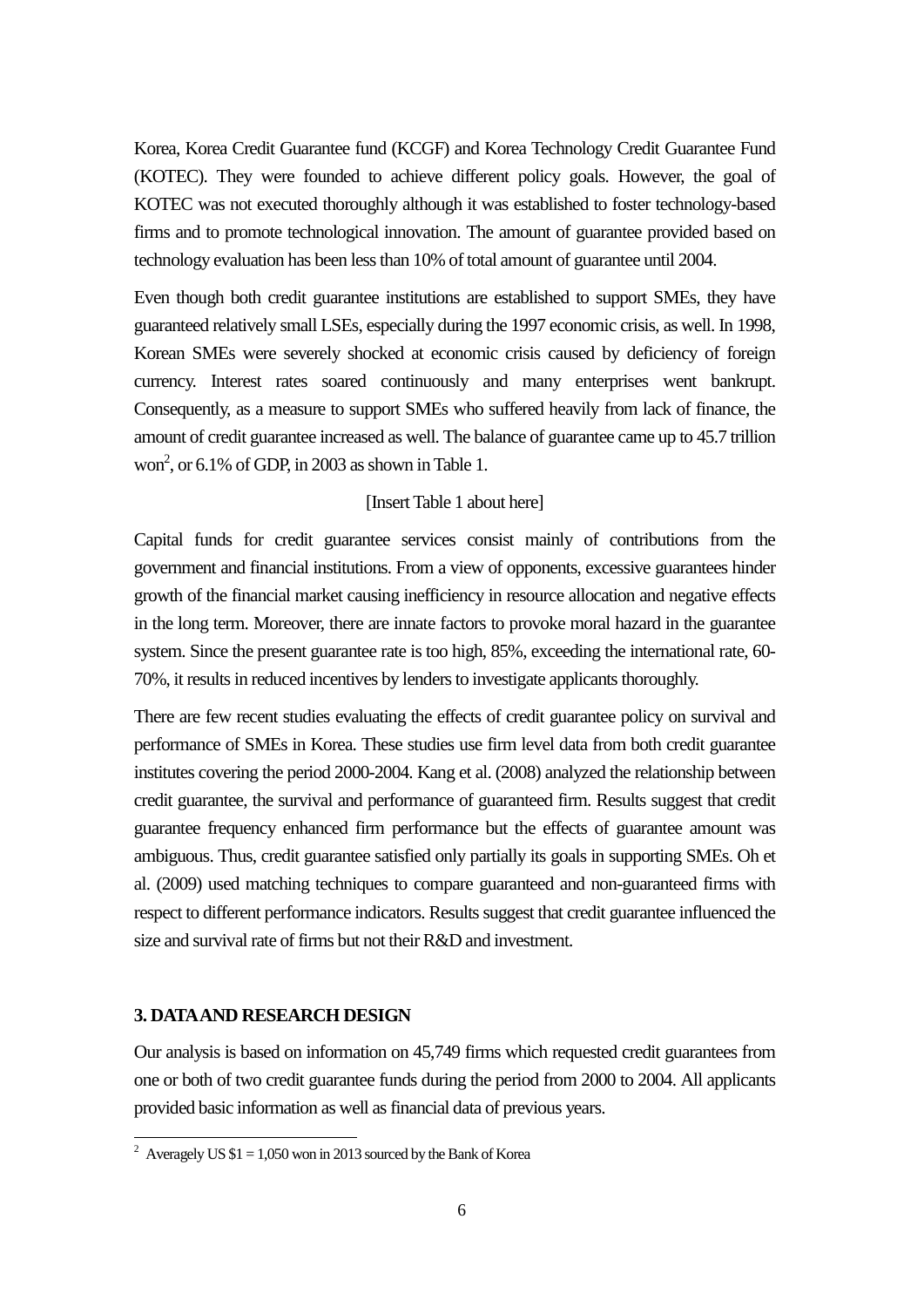Korea, Korea Credit Guarantee fund (KCGF) and Korea Technology Credit Guarantee Fund (KOTEC). They were founded to achieve different policy goals. However, the goal of KOTEC was not executed thoroughly although it was established to foster technology-based firms and to promote technological innovation. The amount of guarantee provided based on technology evaluation has been less than 10% of total amount of guarantee until 2004.

Even though both credit guarantee institutions are established to support SMEs, they have guaranteed relatively small LSEs, especially during the 1997 economic crisis, as well. In 1998, Korean SMEs were severely shocked at economic crisis caused by deficiency of foreign currency. Interest rates soared continuously and many enterprises went bankrupt. Consequently, as a measure to support SMEs who suffered heavily from lack of finance, the amount of credit guarantee increased as well. The balance of guarantee came up to 45.7 trillion won[2], or 6.1% of GDP, in 2003 as shown in Table 1.

[Insert Table 1 about here]

Capital funds for credit guarantee services consist mainly of contributions from the government and financial institutions. From a view of opponents, excessive guarantees hinder growth of the financial market causing inefficiency in resource allocation and negative effects in the long term. Moreover, there are innate factors to provoke moral hazard in the guarantee system. Since the present guarantee rate is too high, 85%, exceeding the international rate, 60-70%, it results in reduced incentives by lenders to investigate applicants thoroughly.

There are few recent studies evaluating the effects of credit guarantee policy on survival and performance of SMEs in Korea. These studies use firm level data from both credit guarantee institutes covering the period 2000-2004. Kang et al. (2008) analyzed the relationship between credit guarantee, the survival and performance of guaranteed firm. Results suggest that credit guarantee frequency enhanced firm performance but the effects of guarantee amount was ambiguous. Thus, credit guarantee satisfied only partially its goals in supporting SMEs. Oh et al. (2009) used matching techniques to compare guaranteed and non-guaranteed firms with respect to different performance indicators. Results suggest that credit guarantee influenced the size and survival rate of firms but not their R&D and investment.

## 3. DATA AND RESEARCH DESIGN

Our analysis is based on information on 45,749 firms which requested credit guarantees from one or both of two credit guarantee funds during the period from 2000 to 2004. All applicants provided basic information as well as financial data of previous years.

---

[2] Averagely US $1 = 1,050 won in 2013 sourced by the Bank of Korea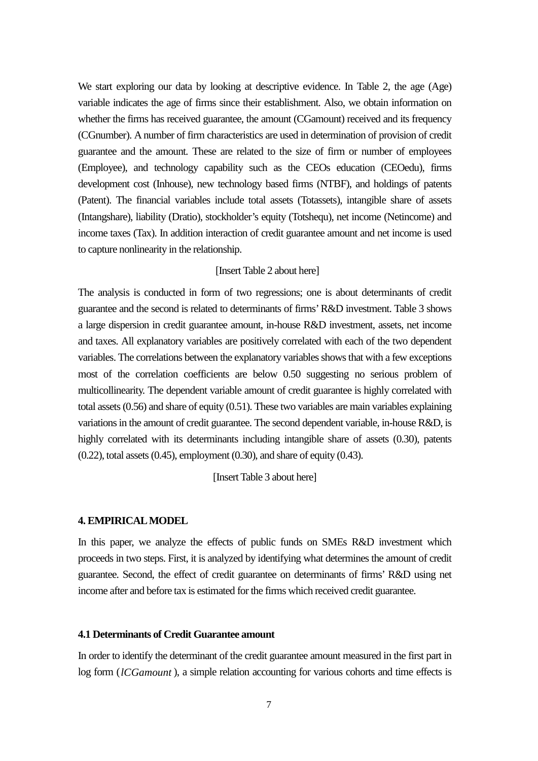We start exploring our data by looking at descriptive evidence. In Table 2, the age (Age) variable indicates the age of firms since their establishment. Also, we obtain information on whether the firms has received guarantee, the amount (CGamount) received and its frequency (CGnumber). A number of firm characteristics are used in determination of provision of credit guarantee and the amount. These are related to the size of firm or number of employees (Employee), and technology capability such as the CEOs education (CEOedu), firms development cost (Inhouse), new technology based firms (NTBF), and holdings of patents (Patent). The financial variables include total assets (Totassets), intangible share of assets (Intangshare), liability (Dratio), stockholder's equity (Totshequ), net income (Netincome) and income taxes (Tax). In addition interaction of credit guarantee amount and net income is used to capture nonlinearity in the relationship.

[Insert Table 2 about here]

The analysis is conducted in form of two regressions; one is about determinants of credit guarantee and the second is related to determinants of firms' R&D investment. Table 3 shows a large dispersion in credit guarantee amount, in-house R&D investment, assets, net income and taxes. All explanatory variables are positively correlated with each of the two dependent variables. The correlations between the explanatory variables shows that with a few exceptions most of the correlation coefficients are below 0.50 suggesting no serious problem of multicollinearity. The dependent variable amount of credit guarantee is highly correlated with total assets (0.56) and share of equity (0.51). These two variables are main variables explaining variations in the amount of credit guarantee. The second dependent variable, in-house R&D, is highly correlated with its determinants including intangible share of assets (0.30), patents (0.22), total assets (0.45), employment (0.30), and share of equity (0.43).

[Insert Table 3 about here]

## 4. EMPIRICAL MODEL

In this paper, we analyze the effects of public funds on SMEs R&D investment which proceeds in two steps. First, it is analyzed by identifying what determines the amount of credit guarantee. Second, the effect of credit guarantee on determinants of firms' R&D using net income after and before tax is estimated for the firms which received credit guarantee.

### 4.1 Determinants of Credit Guarantee amount

In order to identify the determinant of the credit guarantee amount measured in the first part in log form ($lCGamount$), a simple relation accounting for various cohorts and time effects is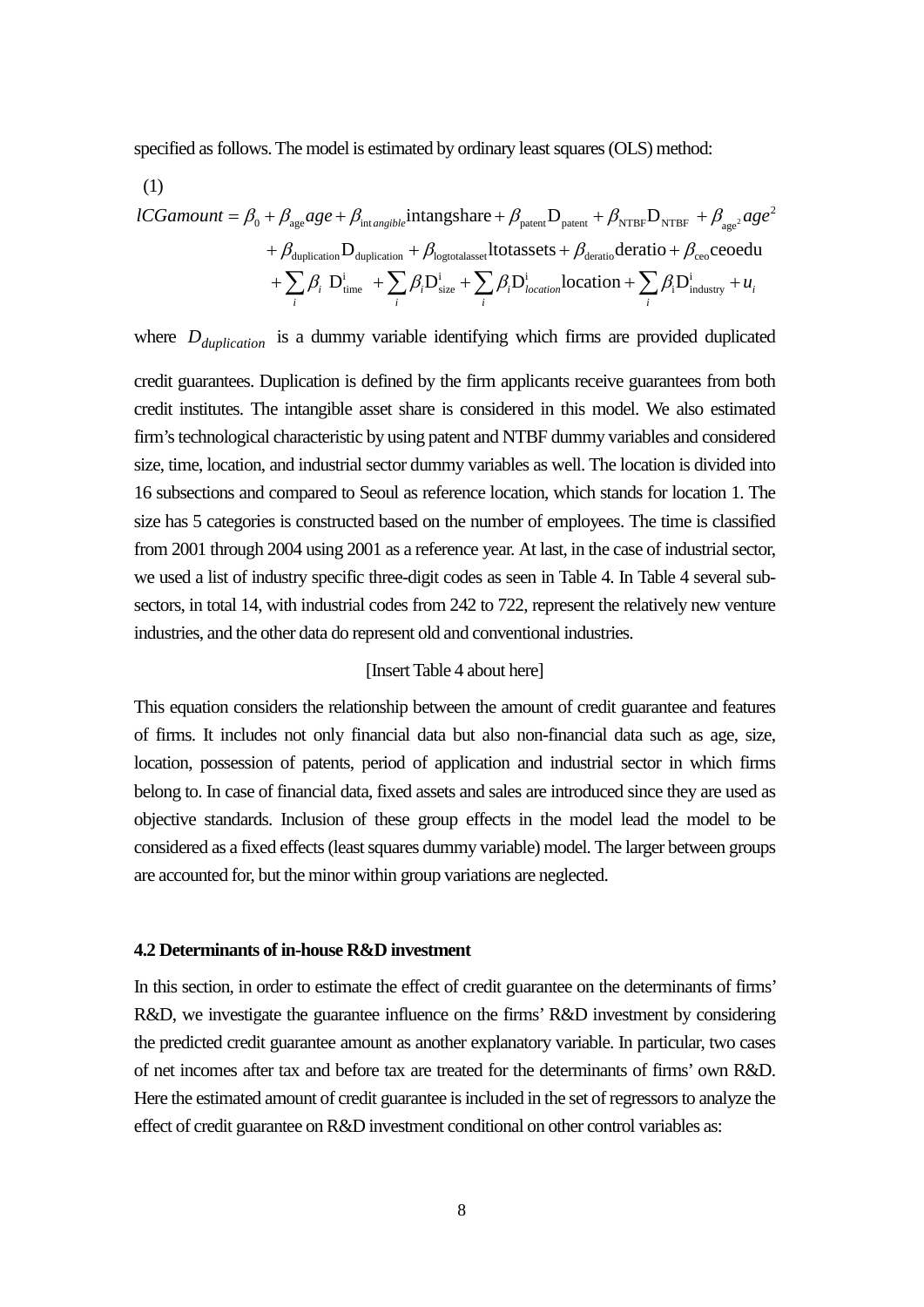specified as follows. The model is estimated by ordinary least squares (OLS) method:

(1)

$$
\begin{aligned}
lCGamount = {} & \beta_0 + \beta_{\text{age}} age + \beta_{\text{int}\,angible} \text{intangshare} + \beta_{\text{patent}} \text{D}_{\text{patent}} + \beta_{\text{NTBF}} \text{D}_{\text{NTBF}} + \beta_{\text{age}^2} age^2 \\
& + \beta_{\text{duplication}} \text{D}_{\text{duplication}} + \beta_{\text{logtotalasset}} \text{ltotassets} + \beta_{\text{deratio}} \text{deratio} + \beta_{\text{ceo}} \text{ceoedu} \\
& + \sum_i \beta_i \, \text{D}^{\text{i}}_{\text{time}} + \sum_i \beta_i \text{D}^{\text{i}}_{\text{size}} + \sum_i \beta_i \text{D}^{\text{i}}_{location} \text{location} + \sum_i \beta_{\text{i}} \text{D}^{\text{i}}_{\text{industry}} + u_i
\end{aligned}
$$

where $D_{duplication}$ is a dummy variable identifying which firms are provided duplicated credit guarantees. Duplication is defined by the firm applicants receive guarantees from both credit institutes. The intangible asset share is considered in this model. We also estimated firm's technological characteristic by using patent and NTBF dummy variables and considered size, time, location, and industrial sector dummy variables as well. The location is divided into 16 subsections and compared to Seoul as reference location, which stands for location 1. The size has 5 categories is constructed based on the number of employees. The time is classified from 2001 through 2004 using 2001 as a reference year. At last, in the case of industrial sector, we used a list of industry specific three-digit codes as seen in Table 4. In Table 4 several sub-sectors, in total 14, with industrial codes from 242 to 722, represent the relatively new venture industries, and the other data do represent old and conventional industries.

[Insert Table 4 about here]

This equation considers the relationship between the amount of credit guarantee and features of firms. It includes not only financial data but also non-financial data such as age, size, location, possession of patents, period of application and industrial sector in which firms belong to. In case of financial data, fixed assets and sales are introduced since they are used as objective standards. Inclusion of these group effects in the model lead the model to be considered as a fixed effects (least squares dummy variable) model. The larger between groups are accounted for, but the minor within group variations are neglected.

### 4.2 Determinants of in-house R&D investment

In this section, in order to estimate the effect of credit guarantee on the determinants of firms' R&D, we investigate the guarantee influence on the firms' R&D investment by considering the predicted credit guarantee amount as another explanatory variable. In particular, two cases of net incomes after tax and before tax are treated for the determinants of firms' own R&D. Here the estimated amount of credit guarantee is included in the set of regressors to analyze the effect of credit guarantee on R&D investment conditional on other control variables as: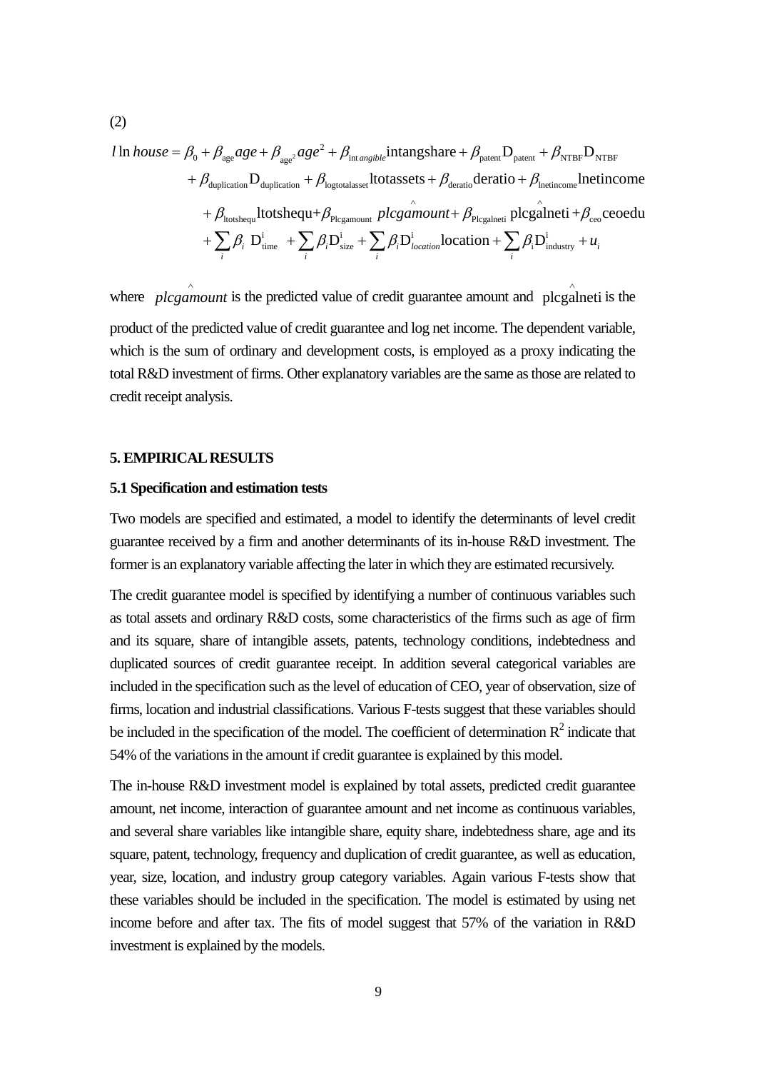(2)

$$
\begin{aligned}
l\ln house &= \beta_0 + \beta_{\text{age}} age + \beta_{\text{age}^2} age^2 + \beta_{\text{int}\,angible}\text{intangshare} + \beta_{\text{patent}}\text{D}_{\text{patent}} + \beta_{\text{NTBF}}\text{D}_{\text{NTBF}} \\
&+ \beta_{\text{duplication}}\text{D}_{\text{duplication}} + \beta_{\text{logtotalasset}}\text{ltotassets} + \beta_{\text{deratio}}\text{deratio} + \beta_{\text{lnetincome}}\text{lnetincome} \\
&+ \beta_{\text{ltotshequ}}\text{ltotshequ} + \beta_{\text{Plcgamount}}\, plc\hat{g}amount + \beta_{\text{Plcgalneti}}\,\text{plc}\hat{\text{g}}\text{alneti} + \beta_{\text{ceo}}\text{ceoedu} \\
&+ \sum_i \beta_i\ \text{D}^{\text{i}}_{\text{time}} + \sum_i \beta_i \text{D}^{\text{i}}_{\text{size}} + \sum_i \beta_i \text{D}^{\text{i}}_{location}\text{location} + \sum_i \beta_{\text{i}} \text{D}^{\text{i}}_{\text{industry}} + u_i
\end{aligned}
$$

where $plc\hat{g}amount$ is the predicted value of credit guarantee amount and $\text{plc}\hat{\text{g}}\text{alneti}$ is the product of the predicted value of credit guarantee and log net income. The dependent variable, which is the sum of ordinary and development costs, is employed as a proxy indicating the total R&D investment of firms. Other explanatory variables are the same as those are related to credit receipt analysis.

## 5. EMPIRICAL RESULTS

### 5.1 Specification and estimation tests

Two models are specified and estimated, a model to identify the determinants of level credit guarantee received by a firm and another determinants of its in-house R&D investment. The former is an explanatory variable affecting the later in which they are estimated recursively.

The credit guarantee model is specified by identifying a number of continuous variables such as total assets and ordinary R&D costs, some characteristics of the firms such as age of firm and its square, share of intangible assets, patents, technology conditions, indebtedness and duplicated sources of credit guarantee receipt. In addition several categorical variables are included in the specification such as the level of education of CEO, year of observation, size of firms, location and industrial classifications. Various F-tests suggest that these variables should be included in the specification of the model. The coefficient of determination $R^2$ indicate that 54% of the variations in the amount if credit guarantee is explained by this model.

The in-house R&D investment model is explained by total assets, predicted credit guarantee amount, net income, interaction of guarantee amount and net income as continuous variables, and several share variables like intangible share, equity share, indebtedness share, age and its square, patent, technology, frequency and duplication of credit guarantee, as well as education, year, size, location, and industry group category variables. Again various F-tests show that these variables should be included in the specification. The model is estimated by using net income before and after tax. The fits of model suggest that 57% of the variation in R&D investment is explained by the models.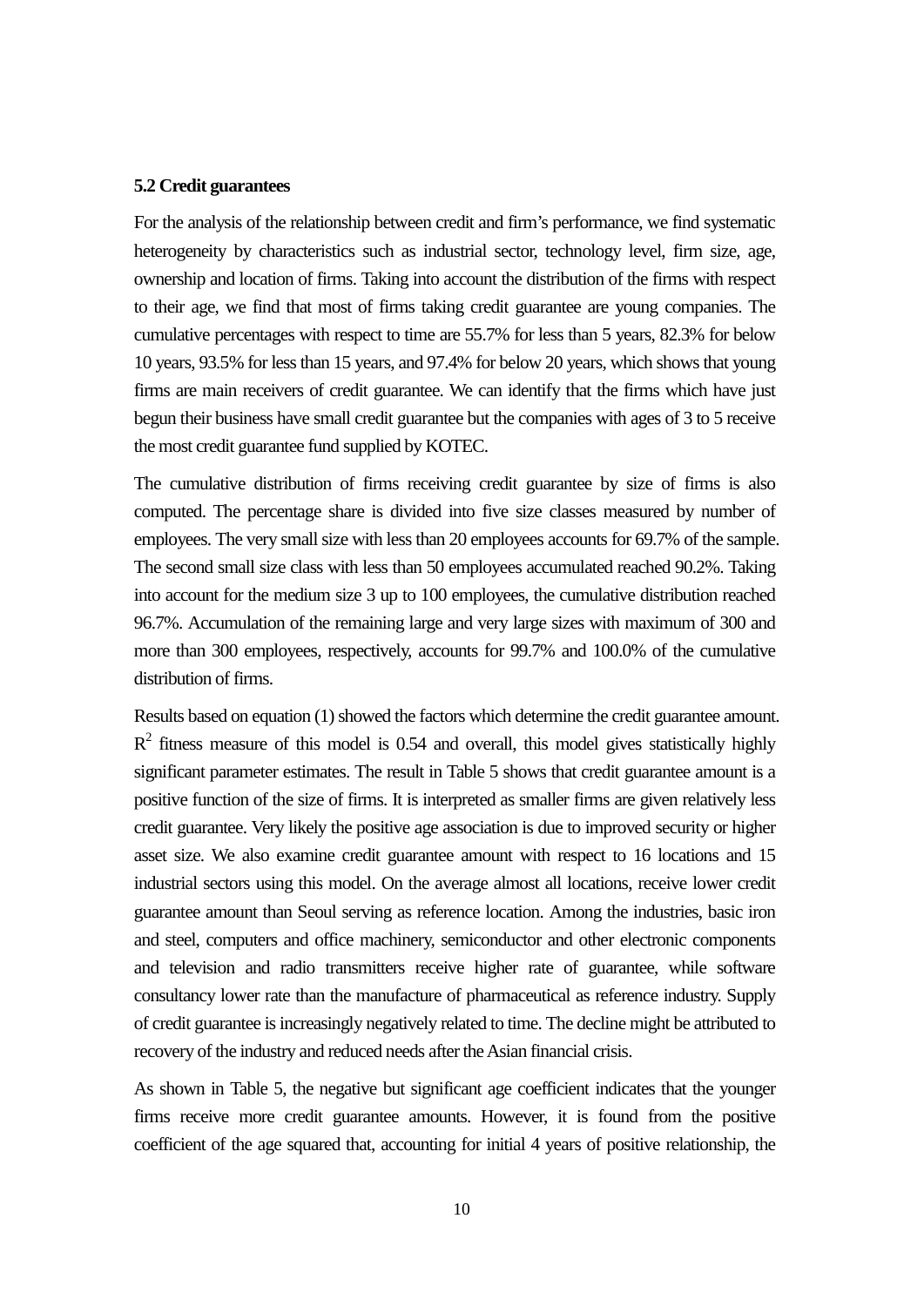### 5.2 Credit guarantees

For the analysis of the relationship between credit and firm's performance, we find systematic heterogeneity by characteristics such as industrial sector, technology level, firm size, age, ownership and location of firms. Taking into account the distribution of the firms with respect to their age, we find that most of firms taking credit guarantee are young companies. The cumulative percentages with respect to time are 55.7% for less than 5 years, 82.3% for below 10 years, 93.5% for less than 15 years, and 97.4% for below 20 years, which shows that young firms are main receivers of credit guarantee. We can identify that the firms which have just begun their business have small credit guarantee but the companies with ages of 3 to 5 receive the most credit guarantee fund supplied by KOTEC.

The cumulative distribution of firms receiving credit guarantee by size of firms is also computed. The percentage share is divided into five size classes measured by number of employees. The very small size with less than 20 employees accounts for 69.7% of the sample. The second small size class with less than 50 employees accumulated reached 90.2%. Taking into account for the medium size 3 up to 100 employees, the cumulative distribution reached 96.7%. Accumulation of the remaining large and very large sizes with maximum of 300 and more than 300 employees, respectively, accounts for 99.7% and 100.0% of the cumulative distribution of firms.

Results based on equation (1) showed the factors which determine the credit guarantee amount. $R^2$ fitness measure of this model is 0.54 and overall, this model gives statistically highly significant parameter estimates. The result in Table 5 shows that credit guarantee amount is a positive function of the size of firms. It is interpreted as smaller firms are given relatively less credit guarantee. Very likely the positive age association is due to improved security or higher asset size. We also examine credit guarantee amount with respect to 16 locations and 15 industrial sectors using this model. On the average almost all locations, receive lower credit guarantee amount than Seoul serving as reference location. Among the industries, basic iron and steel, computers and office machinery, semiconductor and other electronic components and television and radio transmitters receive higher rate of guarantee, while software consultancy lower rate than the manufacture of pharmaceutical as reference industry. Supply of credit guarantee is increasingly negatively related to time. The decline might be attributed to recovery of the industry and reduced needs after the Asian financial crisis.

As shown in Table 5, the negative but significant age coefficient indicates that the younger firms receive more credit guarantee amounts. However, it is found from the positive coefficient of the age squared that, accounting for initial 4 years of positive relationship, the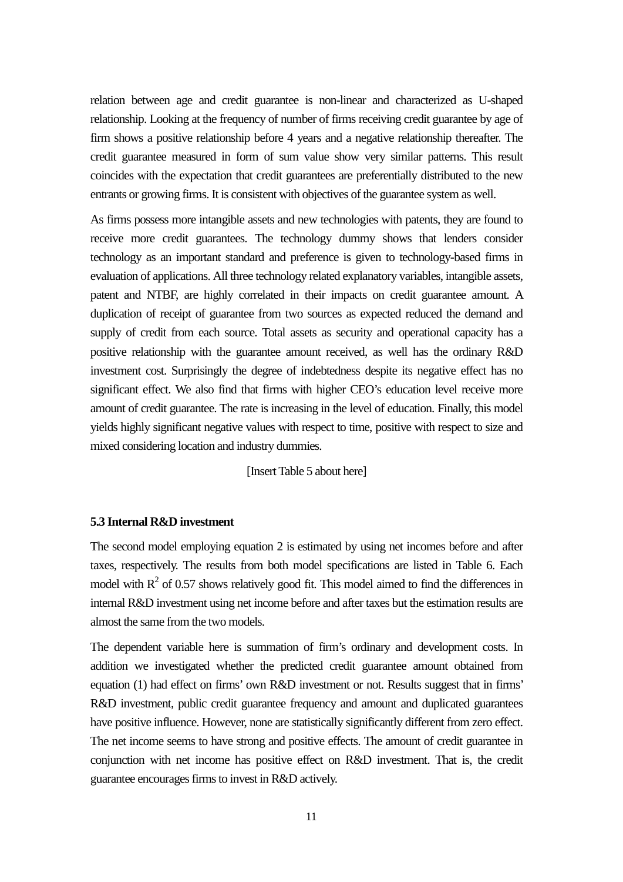relation between age and credit guarantee is non-linear and characterized as U-shaped relationship. Looking at the frequency of number of firms receiving credit guarantee by age of firm shows a positive relationship before 4 years and a negative relationship thereafter. The credit guarantee measured in form of sum value show very similar patterns. This result coincides with the expectation that credit guarantees are preferentially distributed to the new entrants or growing firms. It is consistent with objectives of the guarantee system as well.

As firms possess more intangible assets and new technologies with patents, they are found to receive more credit guarantees. The technology dummy shows that lenders consider technology as an important standard and preference is given to technology-based firms in evaluation of applications. All three technology related explanatory variables, intangible assets, patent and NTBF, are highly correlated in their impacts on credit guarantee amount. A duplication of receipt of guarantee from two sources as expected reduced the demand and supply of credit from each source. Total assets as security and operational capacity has a positive relationship with the guarantee amount received, as well has the ordinary R&D investment cost. Surprisingly the degree of indebtedness despite its negative effect has no significant effect. We also find that firms with higher CEO's education level receive more amount of credit guarantee. The rate is increasing in the level of education. Finally, this model yields highly significant negative values with respect to time, positive with respect to size and mixed considering location and industry dummies.

[Insert Table 5 about here]

### 5.3 Internal R&D investment

The second model employing equation 2 is estimated by using net incomes before and after taxes, respectively. The results from both model specifications are listed in Table 6. Each model with $R^2$ of 0.57 shows relatively good fit. This model aimed to find the differences in internal R&D investment using net income before and after taxes but the estimation results are almost the same from the two models.

The dependent variable here is summation of firm's ordinary and development costs. In addition we investigated whether the predicted credit guarantee amount obtained from equation (1) had effect on firms' own R&D investment or not. Results suggest that in firms' R&D investment, public credit guarantee frequency and amount and duplicated guarantees have positive influence. However, none are statistically significantly different from zero effect. The net income seems to have strong and positive effects. The amount of credit guarantee in conjunction with net income has positive effect on R&D investment. That is, the credit guarantee encourages firms to invest in R&D actively.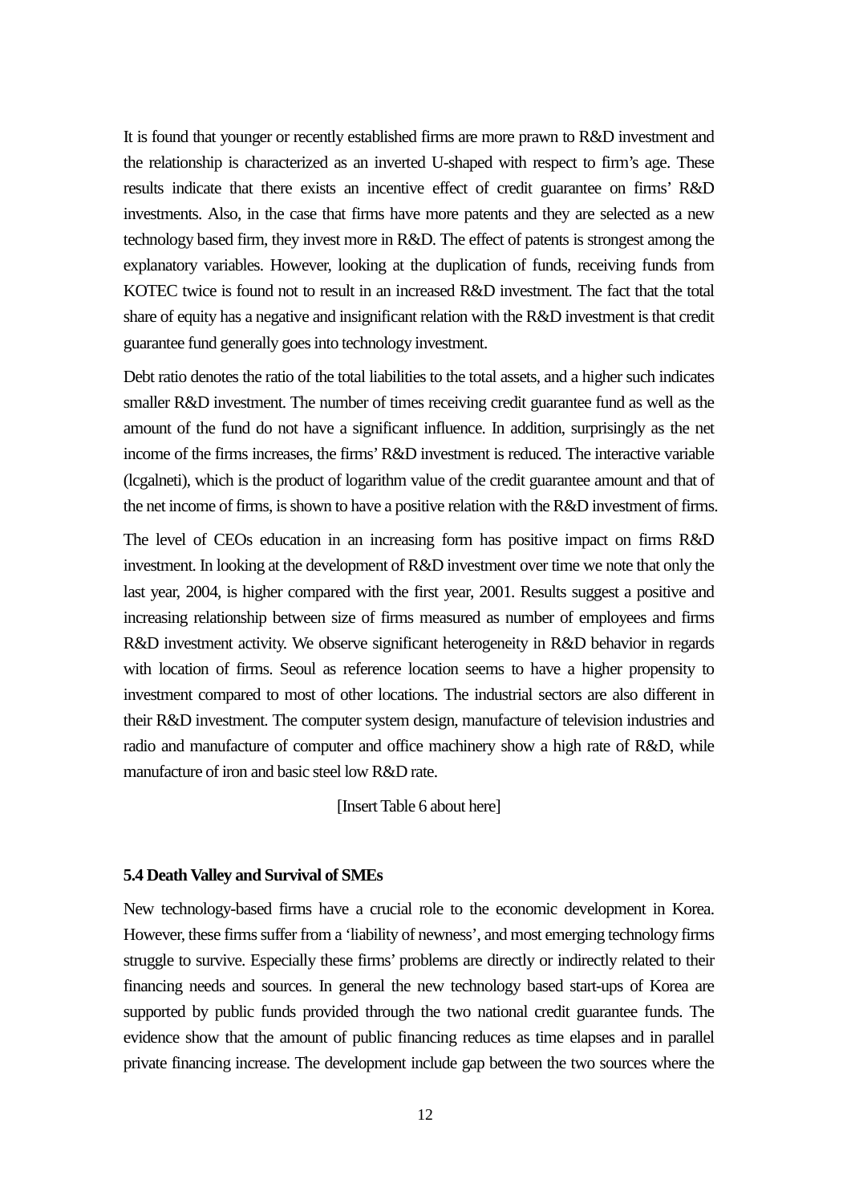It is found that younger or recently established firms are more prawn to R&D investment and the relationship is characterized as an inverted U-shaped with respect to firm's age. These results indicate that there exists an incentive effect of credit guarantee on firms' R&D investments. Also, in the case that firms have more patents and they are selected as a new technology based firm, they invest more in R&D. The effect of patents is strongest among the explanatory variables. However, looking at the duplication of funds, receiving funds from KOTEC twice is found not to result in an increased R&D investment. The fact that the total share of equity has a negative and insignificant relation with the R&D investment is that credit guarantee fund generally goes into technology investment.

Debt ratio denotes the ratio of the total liabilities to the total assets, and a higher such indicates smaller R&D investment. The number of times receiving credit guarantee fund as well as the amount of the fund do not have a significant influence. In addition, surprisingly as the net income of the firms increases, the firms' R&D investment is reduced. The interactive variable (lcgalneti), which is the product of logarithm value of the credit guarantee amount and that of the net income of firms, is shown to have a positive relation with the R&D investment of firms.

The level of CEOs education in an increasing form has positive impact on firms R&D investment. In looking at the development of R&D investment over time we note that only the last year, 2004, is higher compared with the first year, 2001. Results suggest a positive and increasing relationship between size of firms measured as number of employees and firms R&D investment activity. We observe significant heterogeneity in R&D behavior in regards with location of firms. Seoul as reference location seems to have a higher propensity to investment compared to most of other locations. The industrial sectors are also different in their R&D investment. The computer system design, manufacture of television industries and radio and manufacture of computer and office machinery show a high rate of R&D, while manufacture of iron and basic steel low R&D rate.

[Insert Table 6 about here]

### 5.4 Death Valley and Survival of SMEs

New technology-based firms have a crucial role to the economic development in Korea. However, these firms suffer from a 'liability of newness', and most emerging technology firms struggle to survive. Especially these firms' problems are directly or indirectly related to their financing needs and sources. In general the new technology based start-ups of Korea are supported by public funds provided through the two national credit guarantee funds. The evidence show that the amount of public financing reduces as time elapses and in parallel private financing increase. The development include gap between the two sources where the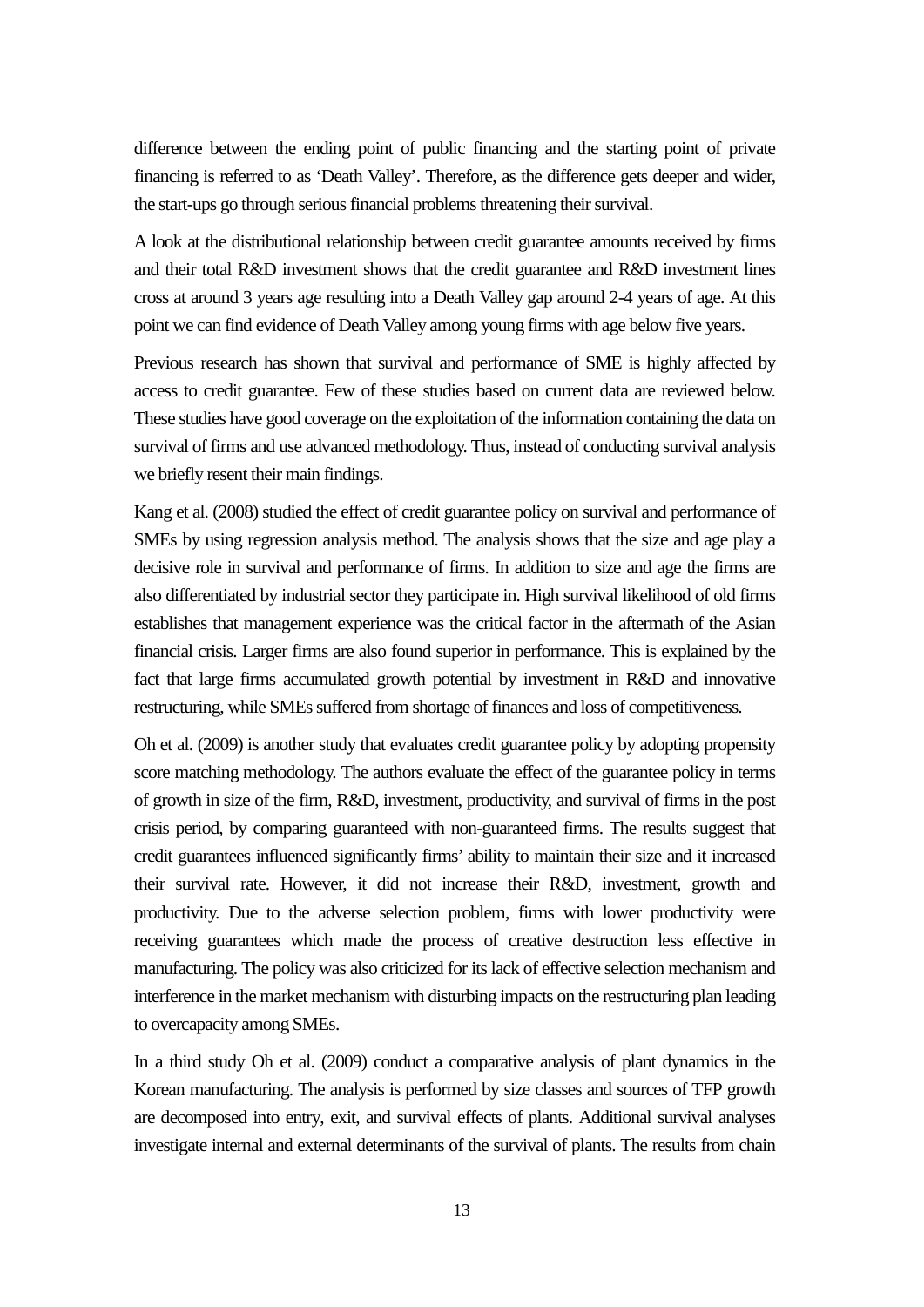difference between the ending point of public financing and the starting point of private financing is referred to as 'Death Valley'. Therefore, as the difference gets deeper and wider, the start-ups go through serious financial problems threatening their survival.

A look at the distributional relationship between credit guarantee amounts received by firms and their total R&D investment shows that the credit guarantee and R&D investment lines cross at around 3 years age resulting into a Death Valley gap around 2-4 years of age. At this point we can find evidence of Death Valley among young firms with age below five years.

Previous research has shown that survival and performance of SME is highly affected by access to credit guarantee. Few of these studies based on current data are reviewed below. These studies have good coverage on the exploitation of the information containing the data on survival of firms and use advanced methodology. Thus, instead of conducting survival analysis we briefly resent their main findings.

Kang et al. (2008) studied the effect of credit guarantee policy on survival and performance of SMEs by using regression analysis method. The analysis shows that the size and age play a decisive role in survival and performance of firms. In addition to size and age the firms are also differentiated by industrial sector they participate in. High survival likelihood of old firms establishes that management experience was the critical factor in the aftermath of the Asian financial crisis. Larger firms are also found superior in performance. This is explained by the fact that large firms accumulated growth potential by investment in R&D and innovative restructuring, while SMEs suffered from shortage of finances and loss of competitiveness.

Oh et al. (2009) is another study that evaluates credit guarantee policy by adopting propensity score matching methodology. The authors evaluate the effect of the guarantee policy in terms of growth in size of the firm, R&D, investment, productivity, and survival of firms in the post crisis period, by comparing guaranteed with non-guaranteed firms. The results suggest that credit guarantees influenced significantly firms' ability to maintain their size and it increased their survival rate. However, it did not increase their R&D, investment, growth and productivity. Due to the adverse selection problem, firms with lower productivity were receiving guarantees which made the process of creative destruction less effective in manufacturing. The policy was also criticized for its lack of effective selection mechanism and interference in the market mechanism with disturbing impacts on the restructuring plan leading to overcapacity among SMEs.

In a third study Oh et al. (2009) conduct a comparative analysis of plant dynamics in the Korean manufacturing. The analysis is performed by size classes and sources of TFP growth are decomposed into entry, exit, and survival effects of plants. Additional survival analyses investigate internal and external determinants of the survival of plants. The results from chain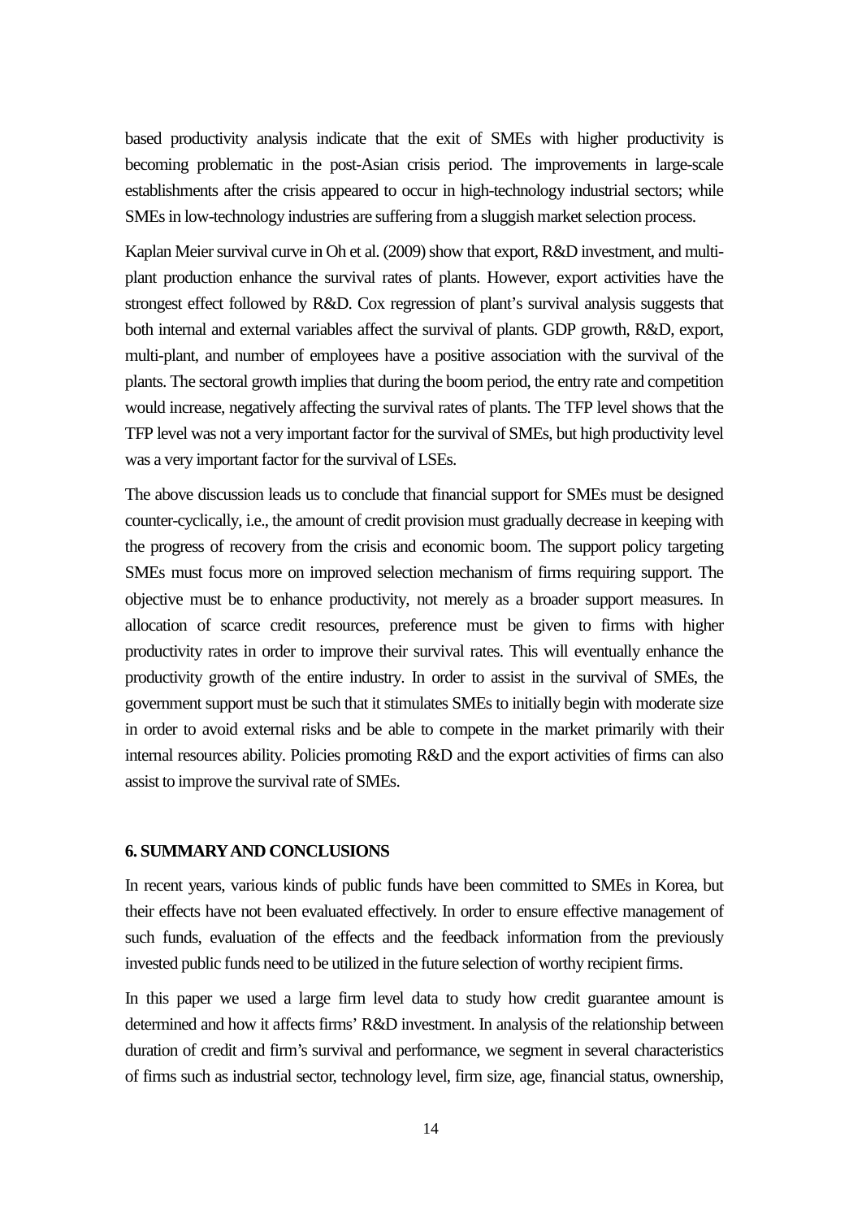based productivity analysis indicate that the exit of SMEs with higher productivity is becoming problematic in the post-Asian crisis period. The improvements in large-scale establishments after the crisis appeared to occur in high-technology industrial sectors; while SMEs in low-technology industries are suffering from a sluggish market selection process.

Kaplan Meier survival curve in Oh et al. (2009) show that export, R&D investment, and multi-plant production enhance the survival rates of plants. However, export activities have the strongest effect followed by R&D. Cox regression of plant's survival analysis suggests that both internal and external variables affect the survival of plants. GDP growth, R&D, export, multi-plant, and number of employees have a positive association with the survival of the plants. The sectoral growth implies that during the boom period, the entry rate and competition would increase, negatively affecting the survival rates of plants. The TFP level shows that the TFP level was not a very important factor for the survival of SMEs, but high productivity level was a very important factor for the survival of LSEs.

The above discussion leads us to conclude that financial support for SMEs must be designed counter-cyclically, i.e., the amount of credit provision must gradually decrease in keeping with the progress of recovery from the crisis and economic boom. The support policy targeting SMEs must focus more on improved selection mechanism of firms requiring support. The objective must be to enhance productivity, not merely as a broader support measures. In allocation of scarce credit resources, preference must be given to firms with higher productivity rates in order to improve their survival rates. This will eventually enhance the productivity growth of the entire industry. In order to assist in the survival of SMEs, the government support must be such that it stimulates SMEs to initially begin with moderate size in order to avoid external risks and be able to compete in the market primarily with their internal resources ability. Policies promoting R&D and the export activities of firms can also assist to improve the survival rate of SMEs.

## 6. SUMMARY AND CONCLUSIONS

In recent years, various kinds of public funds have been committed to SMEs in Korea, but their effects have not been evaluated effectively. In order to ensure effective management of such funds, evaluation of the effects and the feedback information from the previously invested public funds need to be utilized in the future selection of worthy recipient firms.

In this paper we used a large firm level data to study how credit guarantee amount is determined and how it affects firms' R&D investment. In analysis of the relationship between duration of credit and firm's survival and performance, we segment in several characteristics of firms such as industrial sector, technology level, firm size, age, financial status, ownership,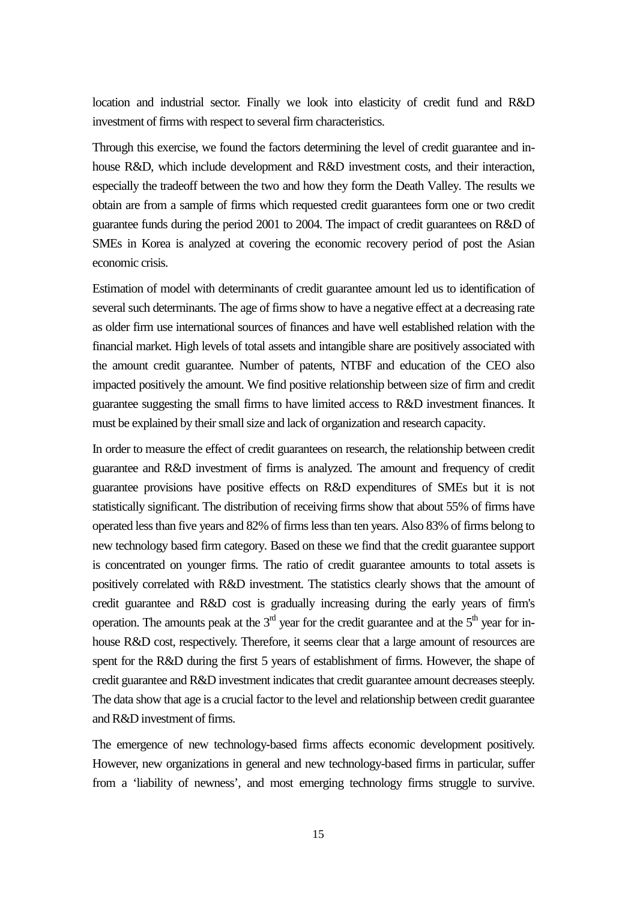location and industrial sector. Finally we look into elasticity of credit fund and R&D investment of firms with respect to several firm characteristics.

Through this exercise, we found the factors determining the level of credit guarantee and in-house R&D, which include development and R&D investment costs, and their interaction, especially the tradeoff between the two and how they form the Death Valley. The results we obtain are from a sample of firms which requested credit guarantees form one or two credit guarantee funds during the period 2001 to 2004. The impact of credit guarantees on R&D of SMEs in Korea is analyzed at covering the economic recovery period of post the Asian economic crisis.

Estimation of model with determinants of credit guarantee amount led us to identification of several such determinants. The age of firms show to have a negative effect at a decreasing rate as older firm use international sources of finances and have well established relation with the financial market. High levels of total assets and intangible share are positively associated with the amount credit guarantee. Number of patents, NTBF and education of the CEO also impacted positively the amount. We find positive relationship between size of firm and credit guarantee suggesting the small firms to have limited access to R&D investment finances. It must be explained by their small size and lack of organization and research capacity.

In order to measure the effect of credit guarantees on research, the relationship between credit guarantee and R&D investment of firms is analyzed. The amount and frequency of credit guarantee provisions have positive effects on R&D expenditures of SMEs but it is not statistically significant. The distribution of receiving firms show that about 55% of firms have operated less than five years and 82% of firms less than ten years. Also 83% of firms belong to new technology based firm category. Based on these we find that the credit guarantee support is concentrated on younger firms. The ratio of credit guarantee amounts to total assets is positively correlated with R&D investment. The statistics clearly shows that the amount of credit guarantee and R&D cost is gradually increasing during the early years of firm's operation. The amounts peak at the 3rd year for the credit guarantee and at the 5th year for in-house R&D cost, respectively. Therefore, it seems clear that a large amount of resources are spent for the R&D during the first 5 years of establishment of firms. However, the shape of credit guarantee and R&D investment indicates that credit guarantee amount decreases steeply. The data show that age is a crucial factor to the level and relationship between credit guarantee and R&D investment of firms.

The emergence of new technology-based firms affects economic development positively. However, new organizations in general and new technology-based firms in particular, suffer from a 'liability of newness', and most emerging technology firms struggle to survive.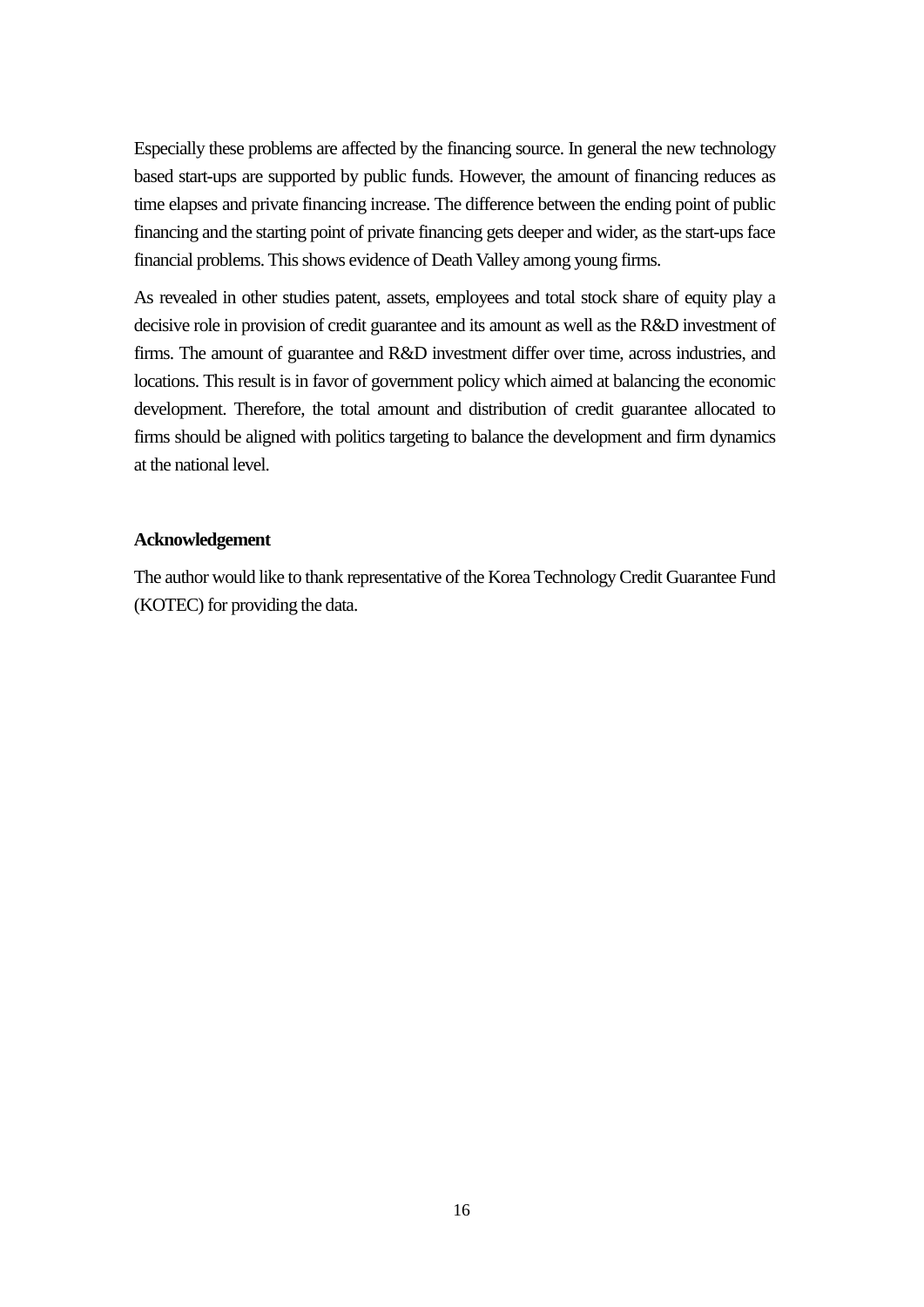Especially these problems are affected by the financing source. In general the new technology based start-ups are supported by public funds. However, the amount of financing reduces as time elapses and private financing increase. The difference between the ending point of public financing and the starting point of private financing gets deeper and wider, as the start-ups face financial problems. This shows evidence of Death Valley among young firms.

As revealed in other studies patent, assets, employees and total stock share of equity play a decisive role in provision of credit guarantee and its amount as well as the R&D investment of firms. The amount of guarantee and R&D investment differ over time, across industries, and locations. This result is in favor of government policy which aimed at balancing the economic development. Therefore, the total amount and distribution of credit guarantee allocated to firms should be aligned with politics targeting to balance the development and firm dynamics at the national level.

**Acknowledgement**

The author would like to thank representative of the Korea Technology Credit Guarantee Fund (KOTEC) for providing the data.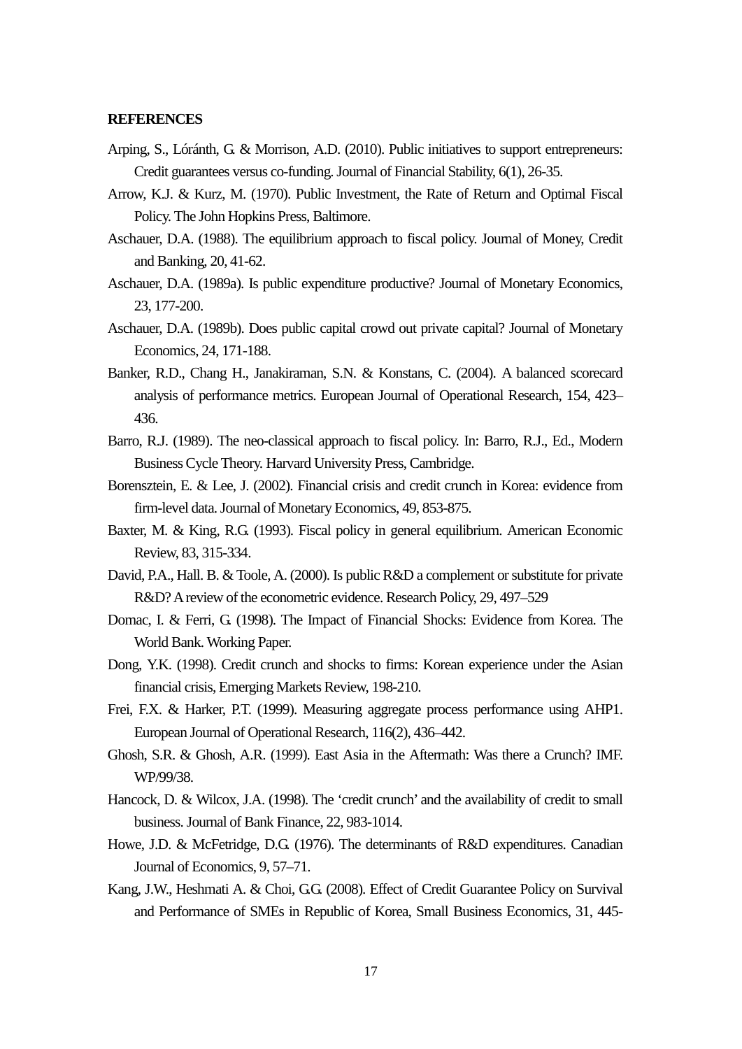**REFERENCES**

Arping, S., Lóránth, G. & Morrison, A.D. (2010). Public initiatives to support entrepreneurs: Credit guarantees versus co-funding. Journal of Financial Stability, 6(1), 26-35.

Arrow, K.J. & Kurz, M. (1970). Public Investment, the Rate of Return and Optimal Fiscal Policy. The John Hopkins Press, Baltimore.

Aschauer, D.A. (1988). The equilibrium approach to fiscal policy. Journal of Money, Credit and Banking, 20, 41-62.

Aschauer, D.A. (1989a). Is public expenditure productive? Journal of Monetary Economics, 23, 177-200.

Aschauer, D.A. (1989b). Does public capital crowd out private capital? Journal of Monetary Economics, 24, 171-188.

Banker, R.D., Chang H., Janakiraman, S.N. & Konstans, C. (2004). A balanced scorecard analysis of performance metrics. European Journal of Operational Research, 154, 423–436.

Barro, R.J. (1989). The neo-classical approach to fiscal policy. In: Barro, R.J., Ed., Modern Business Cycle Theory. Harvard University Press, Cambridge.

Borensztein, E. & Lee, J. (2002). Financial crisis and credit crunch in Korea: evidence from firm-level data. Journal of Monetary Economics, 49, 853-875.

Baxter, M. & King, R.G. (1993). Fiscal policy in general equilibrium. American Economic Review, 83, 315-334.

David, P.A., Hall. B. & Toole, A. (2000). Is public R&D a complement or substitute for private R&D? A review of the econometric evidence. Research Policy, 29, 497–529

Domac, I. & Ferri, G. (1998). The Impact of Financial Shocks: Evidence from Korea. The World Bank. Working Paper.

Dong, Y.K. (1998). Credit crunch and shocks to firms: Korean experience under the Asian financial crisis, Emerging Markets Review, 198-210.

Frei, F.X. & Harker, P.T. (1999). Measuring aggregate process performance using AHP1. European Journal of Operational Research, 116(2), 436–442.

Ghosh, S.R. & Ghosh, A.R. (1999). East Asia in the Aftermath: Was there a Crunch? IMF. WP/99/38.

Hancock, D. & Wilcox, J.A. (1998). The 'credit crunch' and the availability of credit to small business. Journal of Bank Finance, 22, 983-1014.

Howe, J.D. & McFetridge, D.G. (1976). The determinants of R&D expenditures. Canadian Journal of Economics, 9, 57–71.

Kang, J.W., Heshmati A. & Choi, G.G. (2008). Effect of Credit Guarantee Policy on Survival and Performance of SMEs in Republic of Korea, Small Business Economics, 31, 445-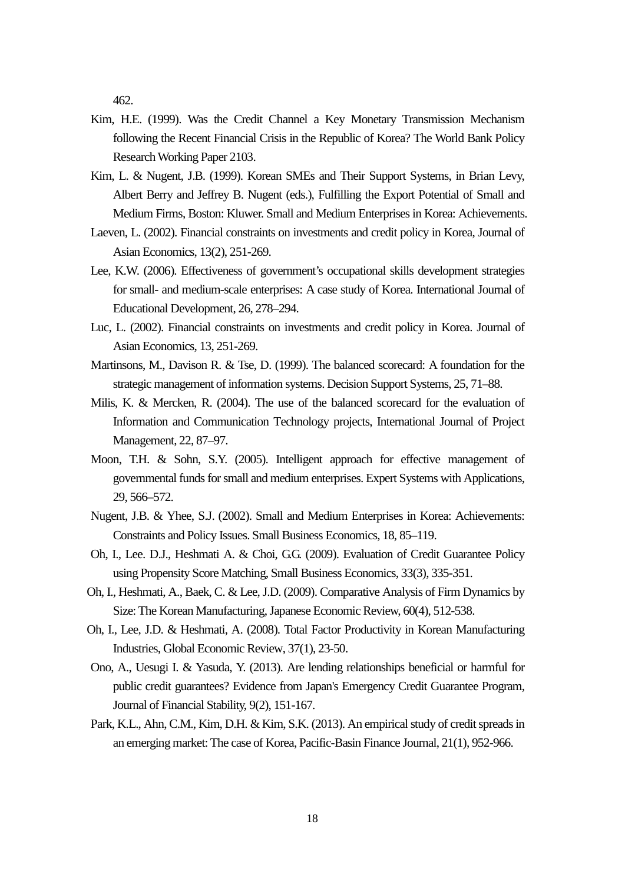462.

Kim, H.E. (1999). Was the Credit Channel a Key Monetary Transmission Mechanism following the Recent Financial Crisis in the Republic of Korea? The World Bank Policy Research Working Paper 2103.

Kim, L. & Nugent, J.B. (1999). Korean SMEs and Their Support Systems, in Brian Levy, Albert Berry and Jeffrey B. Nugent (eds.), Fulfilling the Export Potential of Small and Medium Firms, Boston: Kluwer. Small and Medium Enterprises in Korea: Achievements.

Laeven, L. (2002). Financial constraints on investments and credit policy in Korea, Journal of Asian Economics, 13(2), 251-269.

Lee, K.W. (2006). Effectiveness of government's occupational skills development strategies for small- and medium-scale enterprises: A case study of Korea. International Journal of Educational Development, 26, 278–294.

Luc, L. (2002). Financial constraints on investments and credit policy in Korea. Journal of Asian Economics, 13, 251-269.

Martinsons, M., Davison R. & Tse, D. (1999). The balanced scorecard: A foundation for the strategic management of information systems. Decision Support Systems, 25, 71–88.

Milis, K. & Mercken, R. (2004). The use of the balanced scorecard for the evaluation of Information and Communication Technology projects, International Journal of Project Management, 22, 87–97.

Moon, T.H. & Sohn, S.Y. (2005). Intelligent approach for effective management of governmental funds for small and medium enterprises. Expert Systems with Applications, 29, 566–572.

Nugent, J.B. & Yhee, S.J. (2002). Small and Medium Enterprises in Korea: Achievements: Constraints and Policy Issues. Small Business Economics, 18, 85–119.

Oh, I., Lee. D.J., Heshmati A. & Choi, G.G. (2009). Evaluation of Credit Guarantee Policy using Propensity Score Matching, Small Business Economics, 33(3), 335-351.

Oh, I., Heshmati, A., Baek, C. & Lee, J.D. (2009). Comparative Analysis of Firm Dynamics by Size: The Korean Manufacturing, Japanese Economic Review, 60(4), 512-538.

Oh, I., Lee, J.D. & Heshmati, A. (2008). Total Factor Productivity in Korean Manufacturing Industries, Global Economic Review, 37(1), 23-50.

Ono, A., Uesugi I. & Yasuda, Y. (2013). Are lending relationships beneficial or harmful for public credit guarantees? Evidence from Japan's Emergency Credit Guarantee Program, Journal of Financial Stability, 9(2), 151-167.

Park, K.L., Ahn, C.M., Kim, D.H. & Kim, S.K. (2013). An empirical study of credit spreads in an emerging market: The case of Korea, Pacific-Basin Finance Journal, 21(1), 952-966.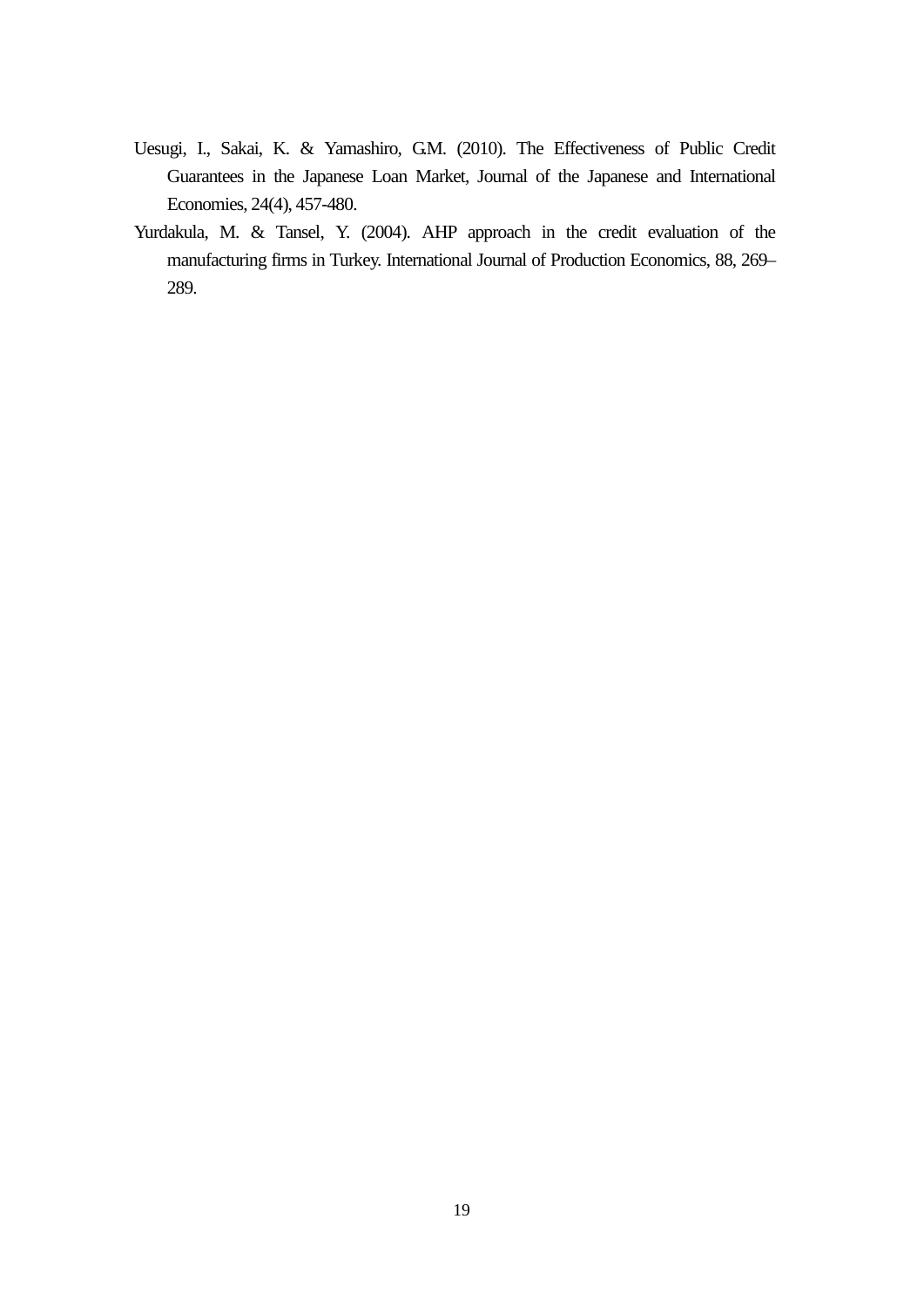Uesugi, I., Sakai, K. & Yamashiro, G.M. (2010). The Effectiveness of Public Credit Guarantees in the Japanese Loan Market, Journal of the Japanese and International Economies, 24(4), 457-480.

Yurdakula, M. & Tansel, Y. (2004). AHP approach in the credit evaluation of the manufacturing firms in Turkey. International Journal of Production Economics, 88, 269–289.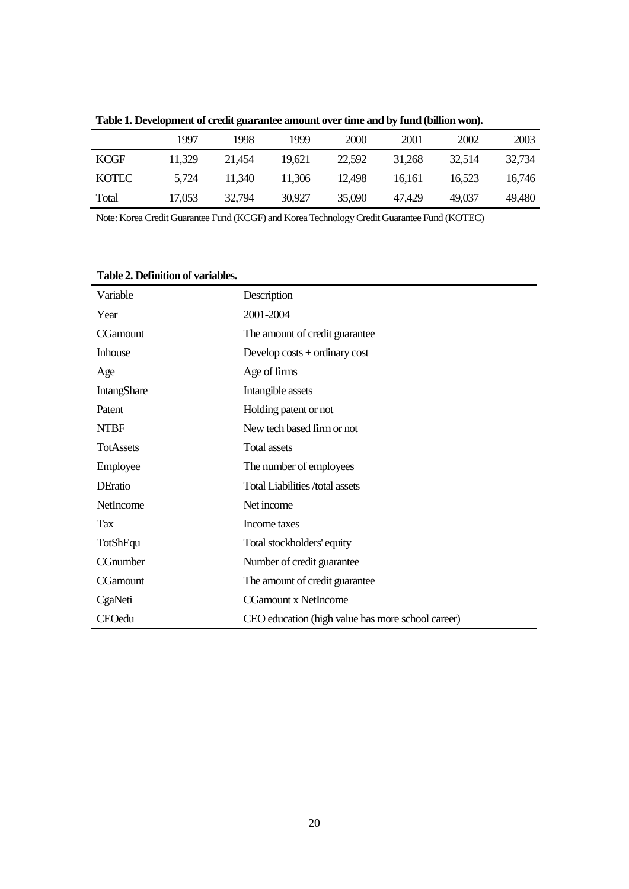**Table 1. Development of credit guarantee amount over time and by fund (billion won).**

| | 1997 | 1998 | 1999 | 2000 | 2001 | 2002 | 2003 |
|---|---|---|---|---|---|---|---|
| KCGF | 11,329 | 21,454 | 19,621 | 22,592 | 31,268 | 32,514 | 32,734 |
| KOTEC | 5,724 | 11,340 | 11,306 | 12,498 | 16,161 | 16,523 | 16,746 |
| Total | 17,053 | 32,794 | 30,927 | 35,090 | 47,429 | 49,037 | 49,480 |

Note: Korea Credit Guarantee Fund (KCGF) and Korea Technology Credit Guarantee Fund (KOTEC)

**Table 2. Definition of variables.**

| Variable | Description |
|---|---|
| Year | 2001-2004 |
| CGamount | The amount of credit guarantee |
| Inhouse | Develop costs + ordinary cost |
| Age | Age of firms |
| IntangShare | Intangible assets |
| Patent | Holding patent or not |
| NTBF | New tech based firm or not |
| TotAssets | Total assets |
| Employee | The number of employees |
| DEratio | Total Liabilities /total assets |
| NetIncome | Net income |
| Tax | Income taxes |
| TotShEqu | Total stockholders' equity |
| CGnumber | Number of credit guarantee |
| CGamount | The amount of credit guarantee |
| CgaNeti | CGamount x NetIncome |
| CEOedu | CEO education (high value has more school career) |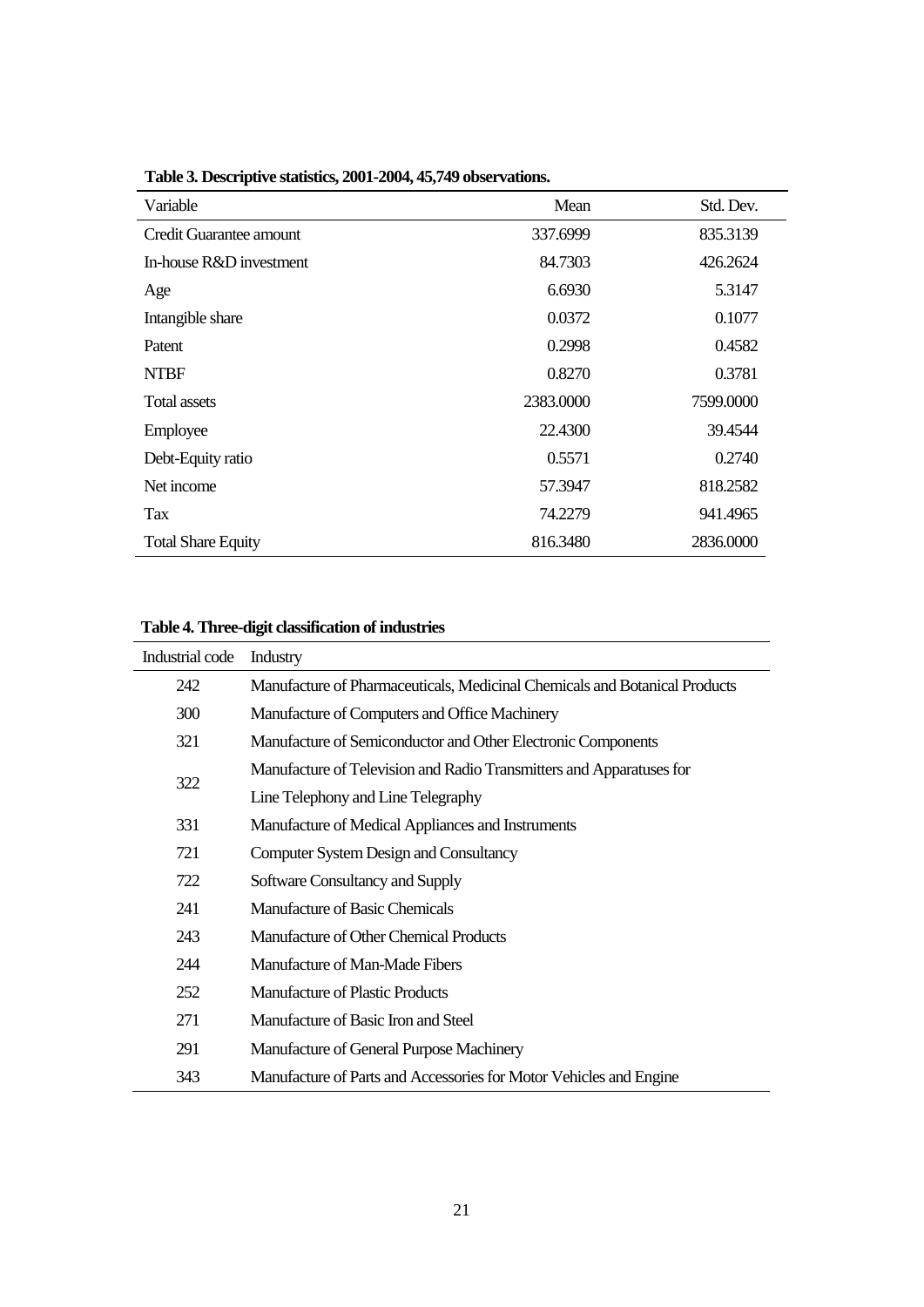**Table 3. Descriptive statistics, 2001-2004, 45,749 observations.**

| Variable | Mean | Std. Dev. |
|---|---|---|
| Credit Guarantee amount | 337.6999 | 835.3139 |
| In-house R&D investment | 84.7303 | 426.2624 |
| Age | 6.6930 | 5.3147 |
| Intangible share | 0.0372 | 0.1077 |
| Patent | 0.2998 | 0.4582 |
| NTBF | 0.8270 | 0.3781 |
| Total assets | 2383.0000 | 7599.0000 |
| Employee | 22.4300 | 39.4544 |
| Debt-Equity ratio | 0.5571 | 0.2740 |
| Net income | 57.3947 | 818.2582 |
| Tax | 74.2279 | 941.4965 |
| Total Share Equity | 816.3480 | 2836.0000 |

**Table 4. Three-digit classification of industries**

| Industrial code | Industry |
|---|---|
| 242 | Manufacture of Pharmaceuticals, Medicinal Chemicals and Botanical Products |
| 300 | Manufacture of Computers and Office Machinery |
| 321 | Manufacture of Semiconductor and Other Electronic Components |
| 322 | Manufacture of Television and Radio Transmitters and Apparatuses for Line Telephony and Line Telegraphy |
| 331 | Manufacture of Medical Appliances and Instruments |
| 721 | Computer System Design and Consultancy |
| 722 | Software Consultancy and Supply |
| 241 | Manufacture of Basic Chemicals |
| 243 | Manufacture of Other Chemical Products |
| 244 | Manufacture of Man-Made Fibers |
| 252 | Manufacture of Plastic Products |
| 271 | Manufacture of Basic Iron and Steel |
| 291 | Manufacture of General Purpose Machinery |
| 343 | Manufacture of Parts and Accessories for Motor Vehicles and Engine |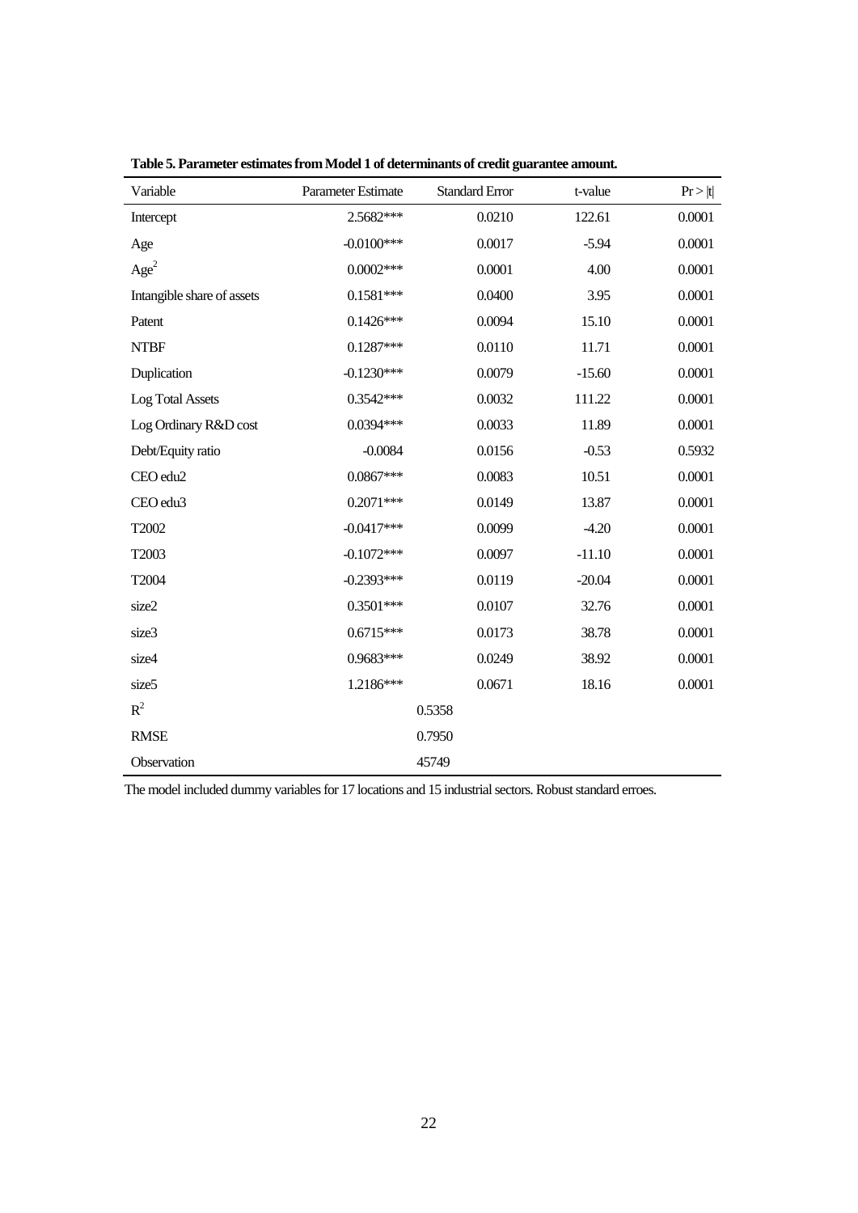**Table 5. Parameter estimates from Model 1 of determinants of credit guarantee amount.**

| Variable | Parameter Estimate | Standard Error | t-value | Pr > \|t\| |
|---|---|---|---|---|
| Intercept | 2.5682*** | 0.0210 | 122.61 | 0.0001 |
| Age | -0.0100*** | 0.0017 | -5.94 | 0.0001 |
| $Age^2$ | 0.0002*** | 0.0001 | 4.00 | 0.0001 |
| Intangible share of assets | 0.1581*** | 0.0400 | 3.95 | 0.0001 |
| Patent | 0.1426*** | 0.0094 | 15.10 | 0.0001 |
| NTBF | 0.1287*** | 0.0110 | 11.71 | 0.0001 |
| Duplication | -0.1230*** | 0.0079 | -15.60 | 0.0001 |
| Log Total Assets | 0.3542*** | 0.0032 | 111.22 | 0.0001 |
| Log Ordinary R&D cost | 0.0394*** | 0.0033 | 11.89 | 0.0001 |
| Debt/Equity ratio | -0.0084 | 0.0156 | -0.53 | 0.5932 |
| CEO edu2 | 0.0867*** | 0.0083 | 10.51 | 0.0001 |
| CEO edu3 | 0.2071*** | 0.0149 | 13.87 | 0.0001 |
| T2002 | -0.0417*** | 0.0099 | -4.20 | 0.0001 |
| T2003 | -0.1072*** | 0.0097 | -11.10 | 0.0001 |
| T2004 | -0.2393*** | 0.0119 | -20.04 | 0.0001 |
| size2 | 0.3501*** | 0.0107 | 32.76 | 0.0001 |
| size3 | 0.6715*** | 0.0173 | 38.78 | 0.0001 |
| size4 | 0.9683*** | 0.0249 | 38.92 | 0.0001 |
| size5 | 1.2186*** | 0.0671 | 18.16 | 0.0001 |
| $R^2$ | | 0.5358 | | |
| RMSE | | 0.7950 | | |
| Observation | | 45749 | | |

The model included dummy variables for 17 locations and 15 industrial sectors. Robust standard erroes.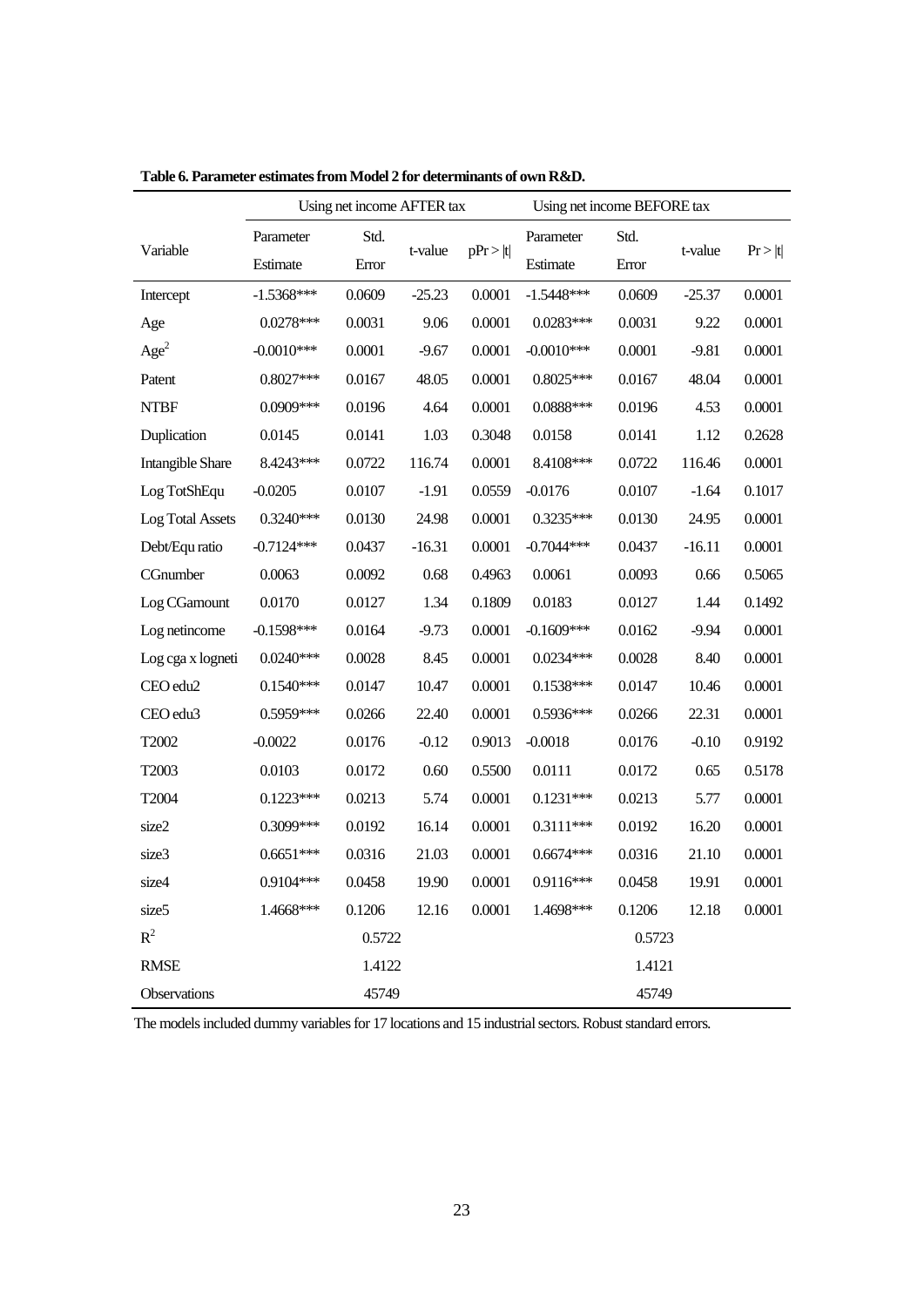**Table 6. Parameter estimates from Model 2 for determinants of own R&D.**

| Variable | Using net income AFTER tax | | | | Using net income BEFORE tax | | | |
|---|---|---|---|---|---|---|---|---|
| | Parameter Estimate | Std. Error | t-value | pPr > \|t\| | Parameter Estimate | Std. Error | t-value | Pr > \|t\| |
| Intercept | -1.5368*** | 0.0609 | -25.23 | 0.0001 | -1.5448*** | 0.0609 | -25.37 | 0.0001 |
| Age | 0.0278*** | 0.0031 | 9.06 | 0.0001 | 0.0283*** | 0.0031 | 9.22 | 0.0001 |
| $Age^2$ | -0.0010*** | 0.0001 | -9.67 | 0.0001 | -0.0010*** | 0.0001 | -9.81 | 0.0001 |
| Patent | 0.8027*** | 0.0167 | 48.05 | 0.0001 | 0.8025*** | 0.0167 | 48.04 | 0.0001 |
| NTBF | 0.0909*** | 0.0196 | 4.64 | 0.0001 | 0.0888*** | 0.0196 | 4.53 | 0.0001 |
| Duplication | 0.0145 | 0.0141 | 1.03 | 0.3048 | 0.0158 | 0.0141 | 1.12 | 0.2628 |
| Intangible Share | 8.4243*** | 0.0722 | 116.74 | 0.0001 | 8.4108*** | 0.0722 | 116.46 | 0.0001 |
| Log TotShEqu | -0.0205 | 0.0107 | -1.91 | 0.0559 | -0.0176 | 0.0107 | -1.64 | 0.1017 |
| Log Total Assets | 0.3240*** | 0.0130 | 24.98 | 0.0001 | 0.3235*** | 0.0130 | 24.95 | 0.0001 |
| Debt/Equ ratio | -0.7124*** | 0.0437 | -16.31 | 0.0001 | -0.7044*** | 0.0437 | -16.11 | 0.0001 |
| CGnumber | 0.0063 | 0.0092 | 0.68 | 0.4963 | 0.0061 | 0.0093 | 0.66 | 0.5065 |
| Log CGamount | 0.0170 | 0.0127 | 1.34 | 0.1809 | 0.0183 | 0.0127 | 1.44 | 0.1492 |
| Log netincome | -0.1598*** | 0.0164 | -9.73 | 0.0001 | -0.1609*** | 0.0162 | -9.94 | 0.0001 |
| Log cga x logneti | 0.0240*** | 0.0028 | 8.45 | 0.0001 | 0.0234*** | 0.0028 | 8.40 | 0.0001 |
| CEO edu2 | 0.1540*** | 0.0147 | 10.47 | 0.0001 | 0.1538*** | 0.0147 | 10.46 | 0.0001 |
| CEO edu3 | 0.5959*** | 0.0266 | 22.40 | 0.0001 | 0.5936*** | 0.0266 | 22.31 | 0.0001 |
| T2002 | -0.0022 | 0.0176 | -0.12 | 0.9013 | -0.0018 | 0.0176 | -0.10 | 0.9192 |
| T2003 | 0.0103 | 0.0172 | 0.60 | 0.5500 | 0.0111 | 0.0172 | 0.65 | 0.5178 |
| T2004 | 0.1223*** | 0.0213 | 5.74 | 0.0001 | 0.1231*** | 0.0213 | 5.77 | 0.0001 |
| size2 | 0.3099*** | 0.0192 | 16.14 | 0.0001 | 0.3111*** | 0.0192 | 16.20 | 0.0001 |
| size3 | 0.6651*** | 0.0316 | 21.03 | 0.0001 | 0.6674*** | 0.0316 | 21.10 | 0.0001 |
| size4 | 0.9104*** | 0.0458 | 19.90 | 0.0001 | 0.9116*** | 0.0458 | 19.91 | 0.0001 |
| size5 | 1.4668*** | 0.1206 | 12.16 | 0.0001 | 1.4698*** | 0.1206 | 12.18 | 0.0001 |
| $R^2$ | | 0.5722 | | | | 0.5723 | | |
| RMSE | | 1.4122 | | | | 1.4121 | | |
| Observations | | 45749 | | | | 45749 | | |

The models included dummy variables for 17 locations and 15 industrial sectors. Robust standard errors.